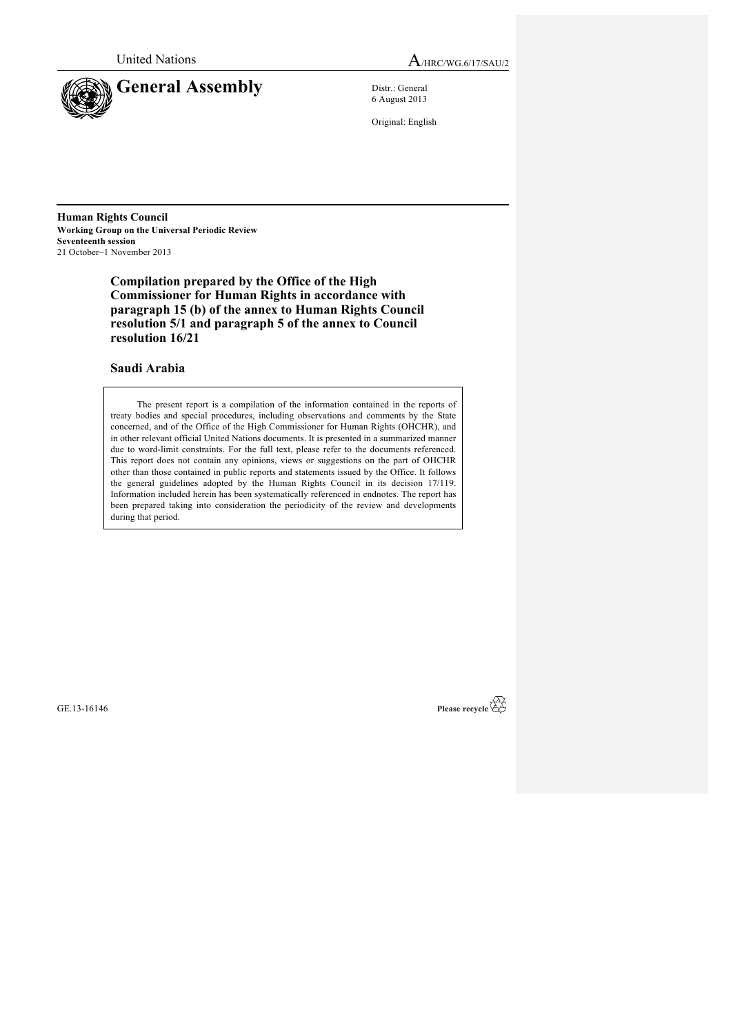United Nations

A/HRC/WG.6/17/SAU/2

# General Assembly

Distr.: General
6 August 2013

Original: English

**Human Rights Council**
**Working Group on the Universal Periodic Review**
**Seventeenth session**
21 October–1 November 2013

## Compilation prepared by the Office of the High Commissioner for Human Rights in accordance with paragraph 15 (b) of the annex to Human Rights Council resolution 5/1 and paragraph 5 of the annex to Council resolution 16/21

## Saudi Arabia

The present report is a compilation of the information contained in the reports of treaty bodies and special procedures, including observations and comments by the State concerned, and of the Office of the High Commissioner for Human Rights (OHCHR), and in other relevant official United Nations documents. It is presented in a summarized manner due to word-limit constraints. For the full text, please refer to the documents referenced. This report does not contain any opinions, views or suggestions on the part of OHCHR other than those contained in public reports and statements issued by the Office. It follows the general guidelines adopted by the Human Rights Council in its decision 17/119. Information included herein has been systematically referenced in endnotes. The report has been prepared taking into consideration the periodicity of the review and developments during that period.

GE.13-16146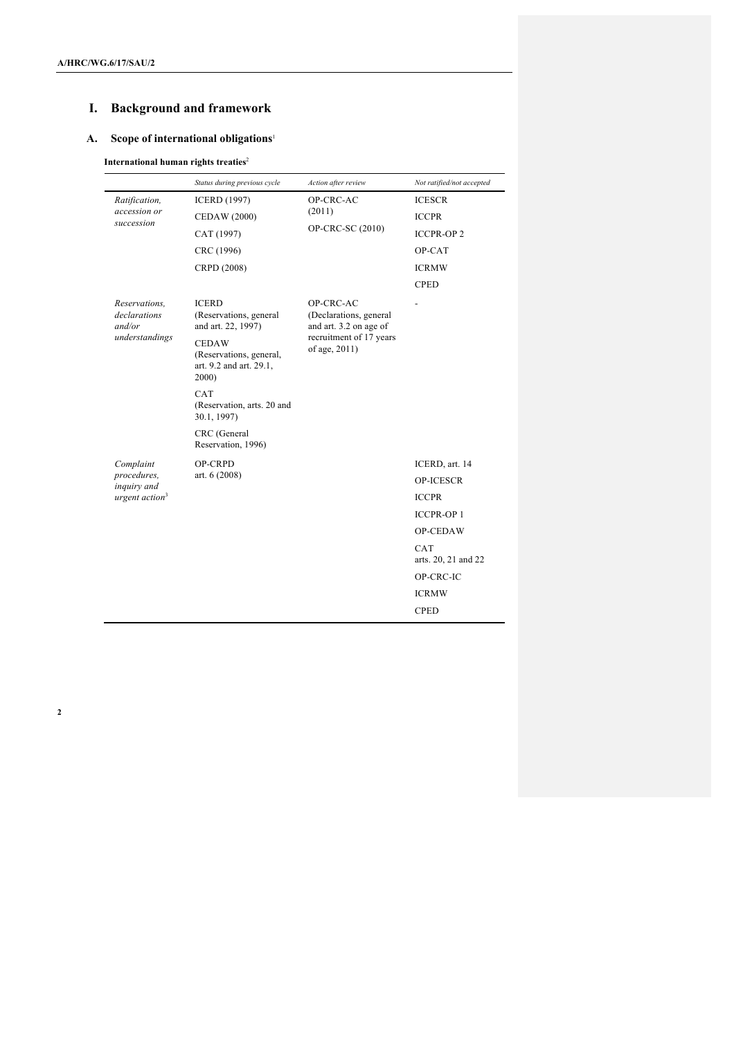# I. Background and framework

## A. Scope of international obligations[1]

**International human rights treaties**[2]

| | *Status during previous cycle* | *Action after review* | *Not ratified/not accepted* |
|---|---|---|---|
| *Ratification, accession or succession* | ICERD (1997)<br>CEDAW (2000)<br>CAT (1997)<br>CRC (1996)<br>CRPD (2008) | OP-CRC-AC (2011)<br>OP-CRC-SC (2010) | ICESCR<br>ICCPR<br>ICCPR-OP 2<br>OP-CAT<br>ICRMW<br>CPED |
| *Reservations, declarations and/or understandings* | ICERD (Reservations, general and art. 22, 1997)<br>CEDAW (Reservations, general, art. 9.2 and art. 29.1, 2000)<br>CAT (Reservation, arts. 20 and 30.1, 1997)<br>CRC (General Reservation, 1996) | OP-CRC-AC (Declarations, general and art. 3.2 on age of recruitment of 17 years of age, 2011) | - |
| *Complaint procedures, inquiry and urgent action*[3] | OP-CRPD art. 6 (2008) | | ICERD, art. 14<br>OP-ICESCR<br>ICCPR<br>ICCPR-OP 1<br>OP-CEDAW<br>CAT arts. 20, 21 and 22<br>OP-CRC-IC<br>ICRMW<br>CPED |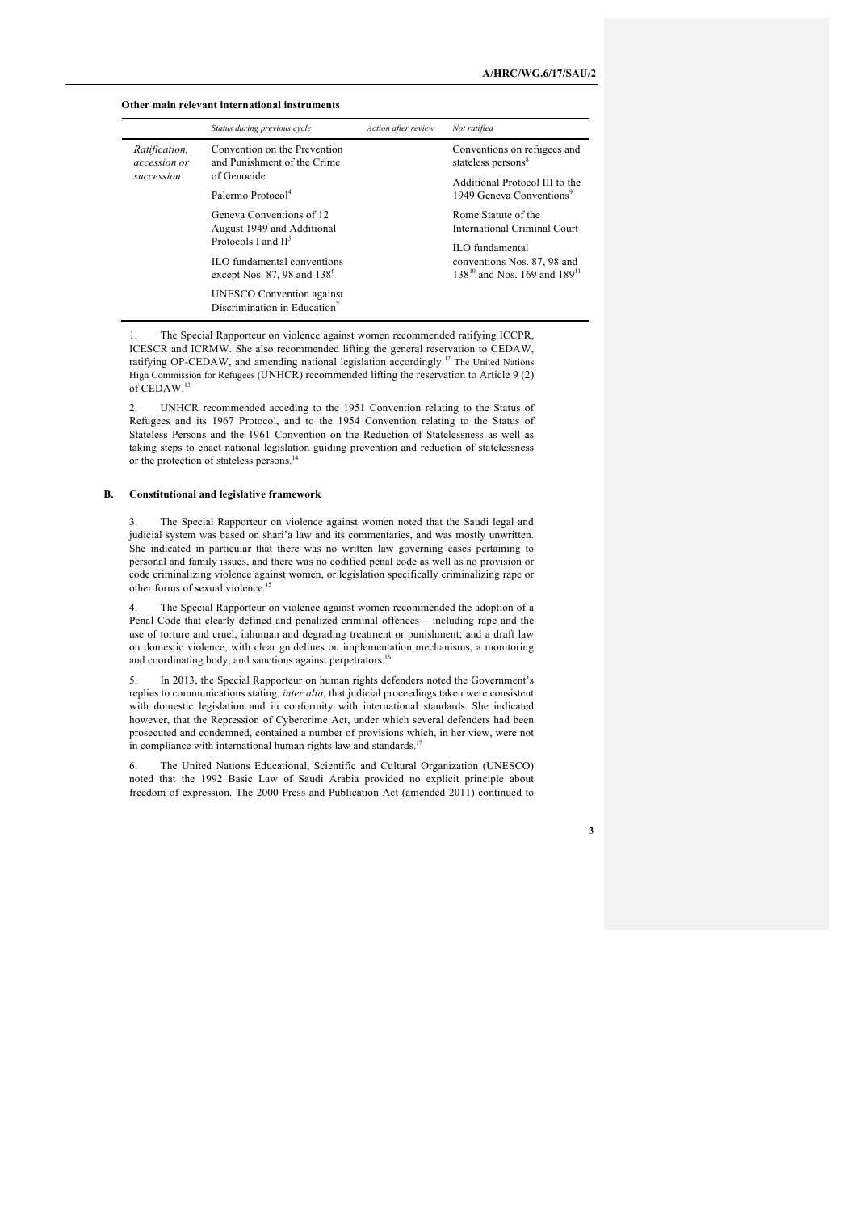**Other main relevant international instruments**

| | *Status during previous cycle* | *Action after review* | *Not ratified* |
|---|---|---|---|
| *Ratification, accession or succession* | Convention on the Prevention and Punishment of the Crime of Genocide | | Conventions on refugees and stateless persons[8] |
| | Palermo Protocol[4] | | Additional Protocol III to the 1949 Geneva Conventions[9] |
| | Geneva Conventions of 12 August 1949 and Additional Protocols I and II[5] | | Rome Statute of the International Criminal Court |
| | ILO fundamental conventions except Nos. 87, 98 and 138[6] | | ILO fundamental conventions Nos. 87, 98 and 138[10] and Nos. 169 and 189[11] |
| | UNESCO Convention against Discrimination in Education[7] | | |

1. The Special Rapporteur on violence against women recommended ratifying ICCPR, ICESCR and ICRMW. She also recommended lifting the general reservation to CEDAW, ratifying OP-CEDAW, and amending national legislation accordingly.[12] The United Nations High Commission for Refugees (UNHCR) recommended lifting the reservation to Article 9 (2) of CEDAW.[13]

2. UNHCR recommended acceding to the 1951 Convention relating to the Status of Refugees and its 1967 Protocol, and to the 1954 Convention relating to the Status of Stateless Persons and the 1961 Convention on the Reduction of Statelessness as well as taking steps to enact national legislation guiding prevention and reduction of statelessness or the protection of stateless persons.[14]

## B. Constitutional and legislative framework

3. The Special Rapporteur on violence against women noted that the Saudi legal and judicial system was based on shari'a law and its commentaries, and was mostly unwritten. She indicated in particular that there was no written law governing cases pertaining to personal and family issues, and there was no codified penal code as well as no provision or code criminalizing violence against women, or legislation specifically criminalizing rape or other forms of sexual violence.[15]

4. The Special Rapporteur on violence against women recommended the adoption of a Penal Code that clearly defined and penalized criminal offences – including rape and the use of torture and cruel, inhuman and degrading treatment or punishment; and a draft law on domestic violence, with clear guidelines on implementation mechanisms, a monitoring and coordinating body, and sanctions against perpetrators.[16]

5. In 2013, the Special Rapporteur on human rights defenders noted the Government's replies to communications stating, *inter alia*, that judicial proceedings taken were consistent with domestic legislation and in conformity with international standards. She indicated however, that the Repression of Cybercrime Act, under which several defenders had been prosecuted and condemned, contained a number of provisions which, in her view, were not in compliance with international human rights law and standards.[17]

6. The United Nations Educational, Scientific and Cultural Organization (UNESCO) noted that the 1992 Basic Law of Saudi Arabia provided no explicit principle about freedom of expression. The 2000 Press and Publication Act (amended 2011) continued to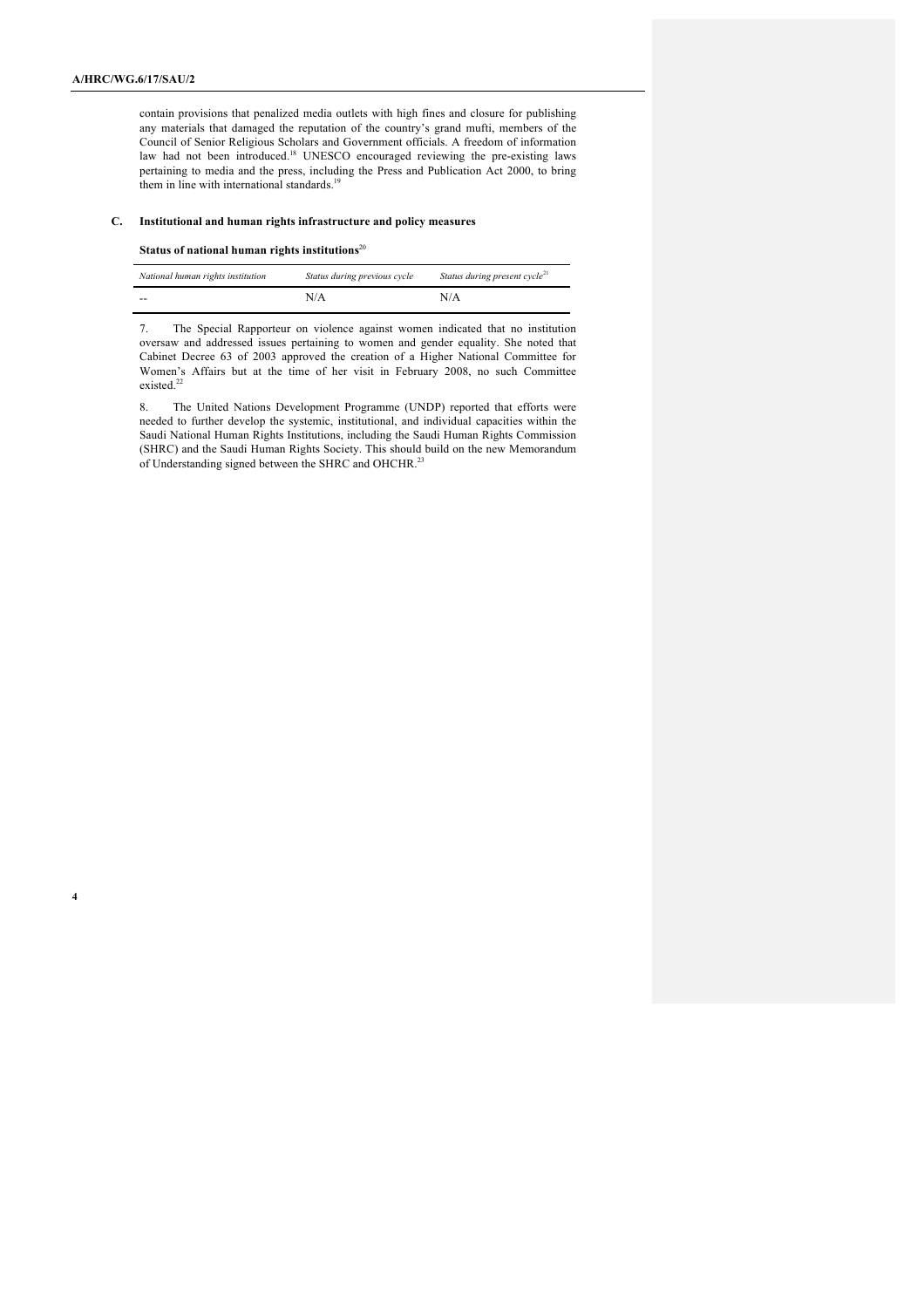contain provisions that penalized media outlets with high fines and closure for publishing any materials that damaged the reputation of the country's grand mufti, members of the Council of Senior Religious Scholars and Government officials. A freedom of information law had not been introduced.[18] UNESCO encouraged reviewing the pre-existing laws pertaining to media and the press, including the Press and Publication Act 2000, to bring them in line with international standards.[19]

## C. Institutional and human rights infrastructure and policy measures

**Status of national human rights institutions**[20]

| *National human rights institution* | *Status during previous cycle* | *Status during present cycle*[21] |
|---|---|---|
| -- | N/A | N/A |

7. The Special Rapporteur on violence against women indicated that no institution oversaw and addressed issues pertaining to women and gender equality. She noted that Cabinet Decree 63 of 2003 approved the creation of a Higher National Committee for Women's Affairs but at the time of her visit in February 2008, no such Committee existed.[22]

8. The United Nations Development Programme (UNDP) reported that efforts were needed to further develop the systemic, institutional, and individual capacities within the Saudi National Human Rights Institutions, including the Saudi Human Rights Commission (SHRC) and the Saudi Human Rights Society. This should build on the new Memorandum of Understanding signed between the SHRC and OHCHR.[23]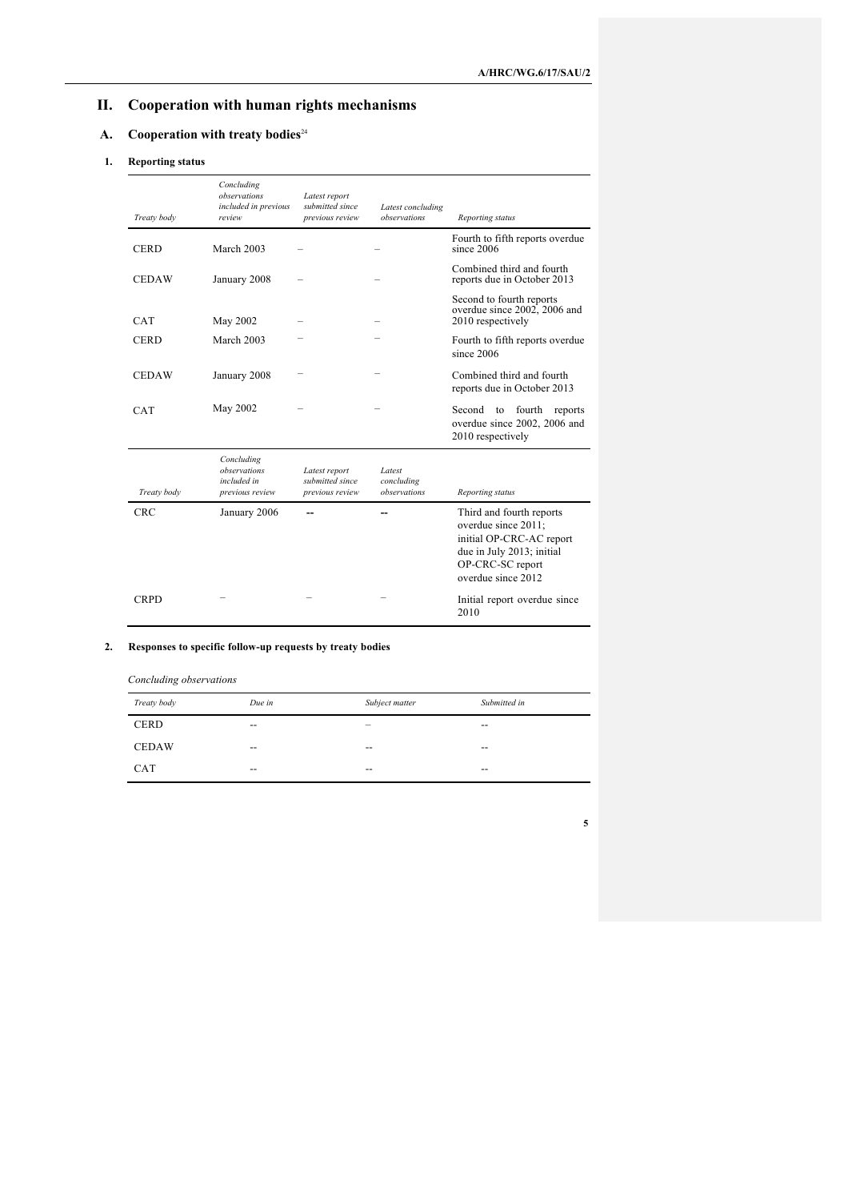# II. Cooperation with human rights mechanisms

## A. Cooperation with treaty bodies[24]

### 1. Reporting status

| *Treaty body* | *Concluding observations included in previous review* | *Latest report submitted since previous review* | *Latest concluding observations* | *Reporting status* |
|---|---|---|---|---|
| CERD | March 2003 | – | – | Fourth to fifth reports overdue since 2006 |
| CEDAW | January 2008 | – | – | Combined third and fourth reports due in October 2013 |
| CAT | May 2002 | – | – | Second to fourth reports overdue since 2002, 2006 and 2010 respectively |
| CERD | March 2003 | – | – | Fourth to fifth reports overdue since 2006 |
| CEDAW | January 2008 | – | – | Combined third and fourth reports due in October 2013 |
| CAT | May 2002 | – | – | Second to fourth reports overdue since 2002, 2006 and 2010 respectively |

| *Treaty body* | *Concluding observations included in previous review* | *Latest report submitted since previous review* | *Latest concluding observations* | *Reporting status* |
|---|---|---|---|---|
| CRC | January 2006 | -- | -- | Third and fourth reports overdue since 2011; initial OP-CRC-AC report due in July 2013; initial OP-CRC-SC report overdue since 2012 |
| CRPD | – | – | – | Initial report overdue since 2010 |

### 2. Responses to specific follow-up requests by treaty bodies

*Concluding observations*

| *Treaty body* | *Due in* | *Subject matter* | *Submitted in* |
|---|---|---|---|
| CERD | -- | – | -- |
| CEDAW | -- | -- | -- |
| CAT | -- | -- | -- |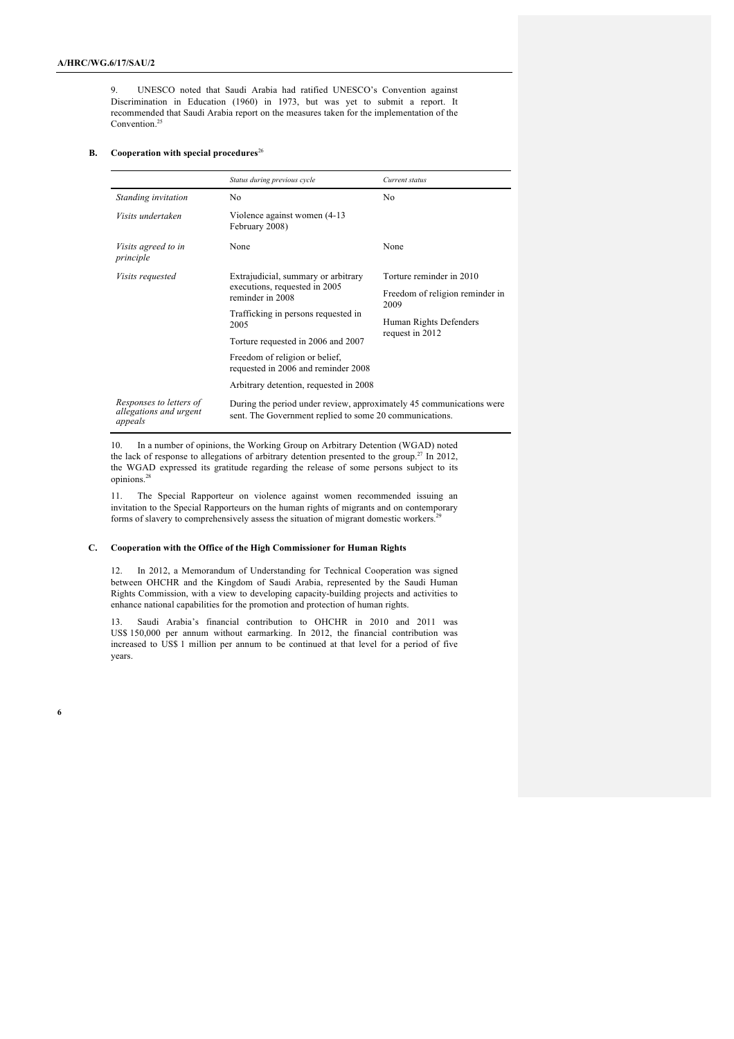9. UNESCO noted that Saudi Arabia had ratified UNESCO's Convention against Discrimination in Education (1960) in 1973, but was yet to submit a report. It recommended that Saudi Arabia report on the measures taken for the implementation of the Convention.[25]

## B. Cooperation with special procedures[26]

| | *Status during previous cycle* | *Current status* |
|---|---|---|
| *Standing invitation* | No | No |
| *Visits undertaken* | Violence against women (4-13 February 2008) | |
| *Visits agreed to in principle* | None | None |
| *Visits requested* | Extrajudicial, summary or arbitrary executions, requested in 2005 reminder in 2008<br><br>Trafficking in persons requested in 2005<br><br>Torture requested in 2006 and 2007<br><br>Freedom of religion or belief, requested in 2006 and reminder 2008<br><br>Arbitrary detention, requested in 2008 | Torture reminder in 2010<br><br>Freedom of religion reminder in 2009<br><br>Human Rights Defenders request in 2012 |
| *Responses to letters of allegations and urgent appeals* | During the period under review, approximately 45 communications were sent. The Government replied to some 20 communications. | |

10. In a number of opinions, the Working Group on Arbitrary Detention (WGAD) noted the lack of response to allegations of arbitrary detention presented to the group.[27] In 2012, the WGAD expressed its gratitude regarding the release of some persons subject to its opinions.[28]

11. The Special Rapporteur on violence against women recommended issuing an invitation to the Special Rapporteurs on the human rights of migrants and on contemporary forms of slavery to comprehensively assess the situation of migrant domestic workers.[29]

## C. Cooperation with the Office of the High Commissioner for Human Rights

12. In 2012, a Memorandum of Understanding for Technical Cooperation was signed between OHCHR and the Kingdom of Saudi Arabia, represented by the Saudi Human Rights Commission, with a view to developing capacity-building projects and activities to enhance national capabilities for the promotion and protection of human rights.

13. Saudi Arabia's financial contribution to OHCHR in 2010 and 2011 was US$ 150,000 per annum without earmarking. In 2012, the financial contribution was increased to US$ 1 million per annum to be continued at that level for a period of five years.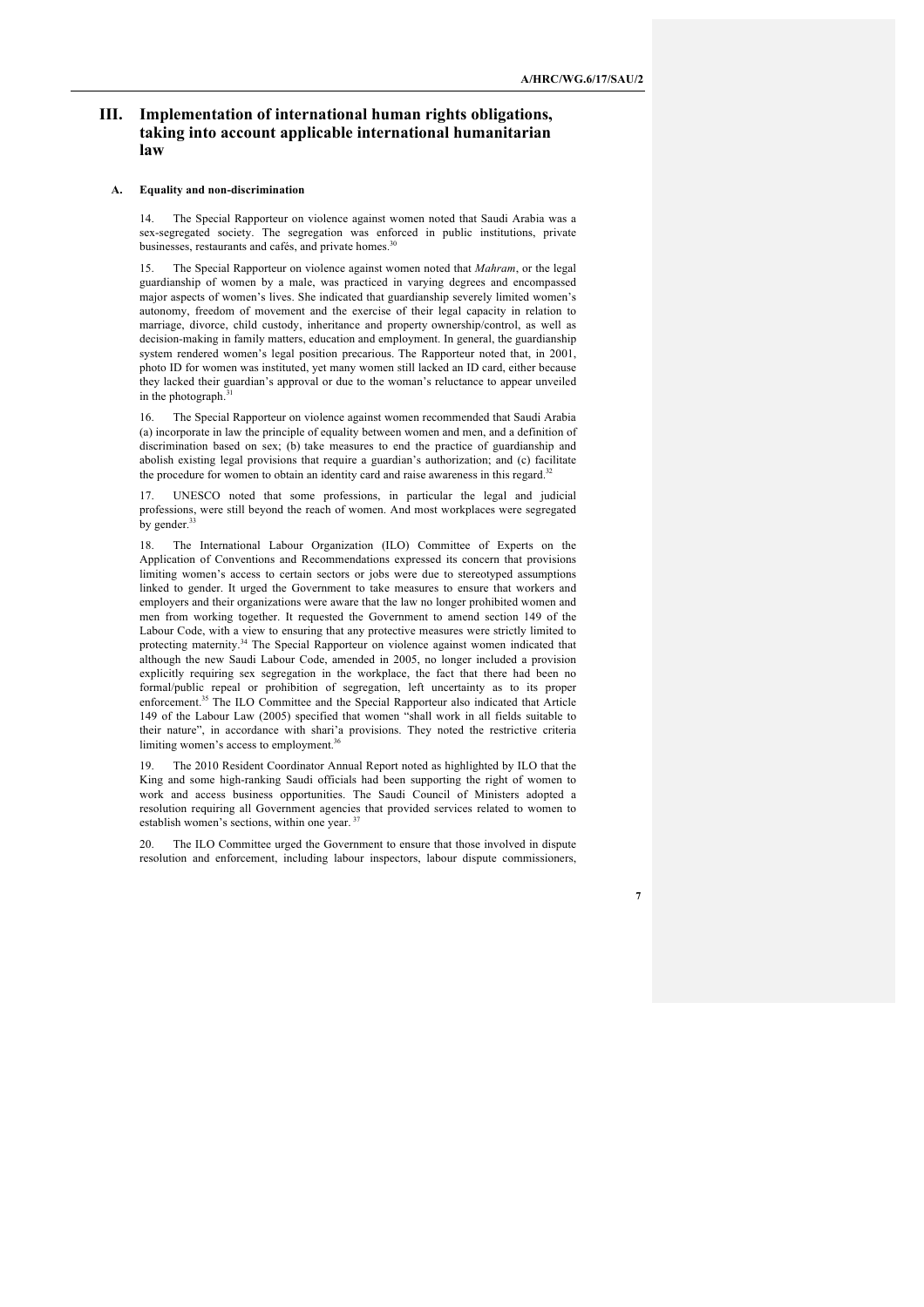## III. Implementation of international human rights obligations, taking into account applicable international humanitarian law

### A. Equality and non-discrimination

14. The Special Rapporteur on violence against women noted that Saudi Arabia was a sex-segregated society. The segregation was enforced in public institutions, private businesses, restaurants and cafés, and private homes.[30]

15. The Special Rapporteur on violence against women noted that *Mahram*, or the legal guardianship of women by a male, was practiced in varying degrees and encompassed major aspects of women's lives. She indicated that guardianship severely limited women's autonomy, freedom of movement and the exercise of their legal capacity in relation to marriage, divorce, child custody, inheritance and property ownership/control, as well as decision-making in family matters, education and employment. In general, the guardianship system rendered women's legal position precarious. The Rapporteur noted that, in 2001, photo ID for women was instituted, yet many women still lacked an ID card, either because they lacked their guardian's approval or due to the woman's reluctance to appear unveiled in the photograph.[31]

16. The Special Rapporteur on violence against women recommended that Saudi Arabia (a) incorporate in law the principle of equality between women and men, and a definition of discrimination based on sex; (b) take measures to end the practice of guardianship and abolish existing legal provisions that require a guardian's authorization; and (c) facilitate the procedure for women to obtain an identity card and raise awareness in this regard.[32]

17. UNESCO noted that some professions, in particular the legal and judicial professions, were still beyond the reach of women. And most workplaces were segregated by gender.[33]

18. The International Labour Organization (ILO) Committee of Experts on the Application of Conventions and Recommendations expressed its concern that provisions limiting women's access to certain sectors or jobs were due to stereotyped assumptions linked to gender. It urged the Government to take measures to ensure that workers and employers and their organizations were aware that the law no longer prohibited women and men from working together. It requested the Government to amend section 149 of the Labour Code, with a view to ensuring that any protective measures were strictly limited to protecting maternity.[34] The Special Rapporteur on violence against women indicated that although the new Saudi Labour Code, amended in 2005, no longer included a provision explicitly requiring sex segregation in the workplace, the fact that there had been no formal/public repeal or prohibition of segregation, left uncertainty as to its proper enforcement.[35] The ILO Committee and the Special Rapporteur also indicated that Article 149 of the Labour Law (2005) specified that women "shall work in all fields suitable to their nature", in accordance with shari'a provisions. They noted the restrictive criteria limiting women's access to employment.[36]

19. The 2010 Resident Coordinator Annual Report noted as highlighted by ILO that the King and some high-ranking Saudi officials had been supporting the right of women to work and access business opportunities. The Saudi Council of Ministers adopted a resolution requiring all Government agencies that provided services related to women to establish women's sections, within one year.[37]

20. The ILO Committee urged the Government to ensure that those involved in dispute resolution and enforcement, including labour inspectors, labour dispute commissioners,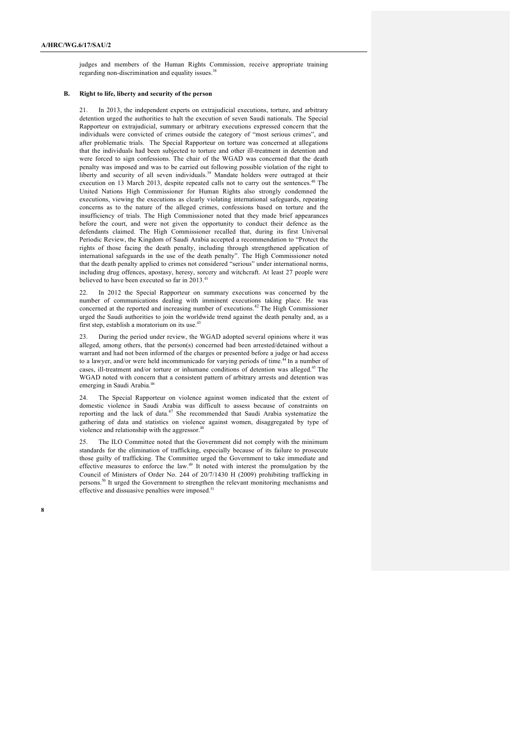judges and members of the Human Rights Commission, receive appropriate training regarding non-discrimination and equality issues.[38]

## B. Right to life, liberty and security of the person

21. In 2013, the independent experts on extrajudicial executions, torture, and arbitrary detention urged the authorities to halt the execution of seven Saudi nationals. The Special Rapporteur on extrajudicial, summary or arbitrary executions expressed concern that the individuals were convicted of crimes outside the category of "most serious crimes", and after problematic trials. The Special Rapporteur on torture was concerned at allegations that the individuals had been subjected to torture and other ill-treatment in detention and were forced to sign confessions. The chair of the WGAD was concerned that the death penalty was imposed and was to be carried out following possible violation of the right to liberty and security of all seven individuals.[39] Mandate holders were outraged at their execution on 13 March 2013, despite repeated calls not to carry out the sentences.[40] The United Nations High Commissioner for Human Rights also strongly condemned the executions, viewing the executions as clearly violating international safeguards, repeating concerns as to the nature of the alleged crimes, confessions based on torture and the insufficiency of trials. The High Commissioner noted that they made brief appearances before the court, and were not given the opportunity to conduct their defence as the defendants claimed. The High Commissioner recalled that, during its first Universal Periodic Review, the Kingdom of Saudi Arabia accepted a recommendation to "Protect the rights of those facing the death penalty, including through strengthened application of international safeguards in the use of the death penalty". The High Commissioner noted that the death penalty applied to crimes not considered "serious" under international norms, including drug offences, apostasy, heresy, sorcery and witchcraft. At least 27 people were believed to have been executed so far in 2013.[41]

22. In 2012 the Special Rapporteur on summary executions was concerned by the number of communications dealing with imminent executions taking place. He was concerned at the reported and increasing number of executions.[42] The High Commissioner urged the Saudi authorities to join the worldwide trend against the death penalty and, as a first step, establish a moratorium on its use.[43]

23. During the period under review, the WGAD adopted several opinions where it was alleged, among others, that the person(s) concerned had been arrested/detained without a warrant and had not been informed of the charges or presented before a judge or had access to a lawyer, and/or were held incommunicado for varying periods of time.[44] In a number of cases, ill-treatment and/or torture or inhumane conditions of detention was alleged.[45] The WGAD noted with concern that a consistent pattern of arbitrary arrests and detention was emerging in Saudi Arabia.[46]

24. The Special Rapporteur on violence against women indicated that the extent of domestic violence in Saudi Arabia was difficult to assess because of constraints on reporting and the lack of data.[47] She recommended that Saudi Arabia systematize the gathering of data and statistics on violence against women, disaggregated by type of violence and relationship with the aggressor.[48]

25. The ILO Committee noted that the Government did not comply with the minimum standards for the elimination of trafficking, especially because of its failure to prosecute those guilty of trafficking. The Committee urged the Government to take immediate and effective measures to enforce the law.[49] It noted with interest the promulgation by the Council of Ministers of Order No. 244 of 20/7/1430 H (2009) prohibiting trafficking in persons.[50] It urged the Government to strengthen the relevant monitoring mechanisms and effective and dissuasive penalties were imposed.[51]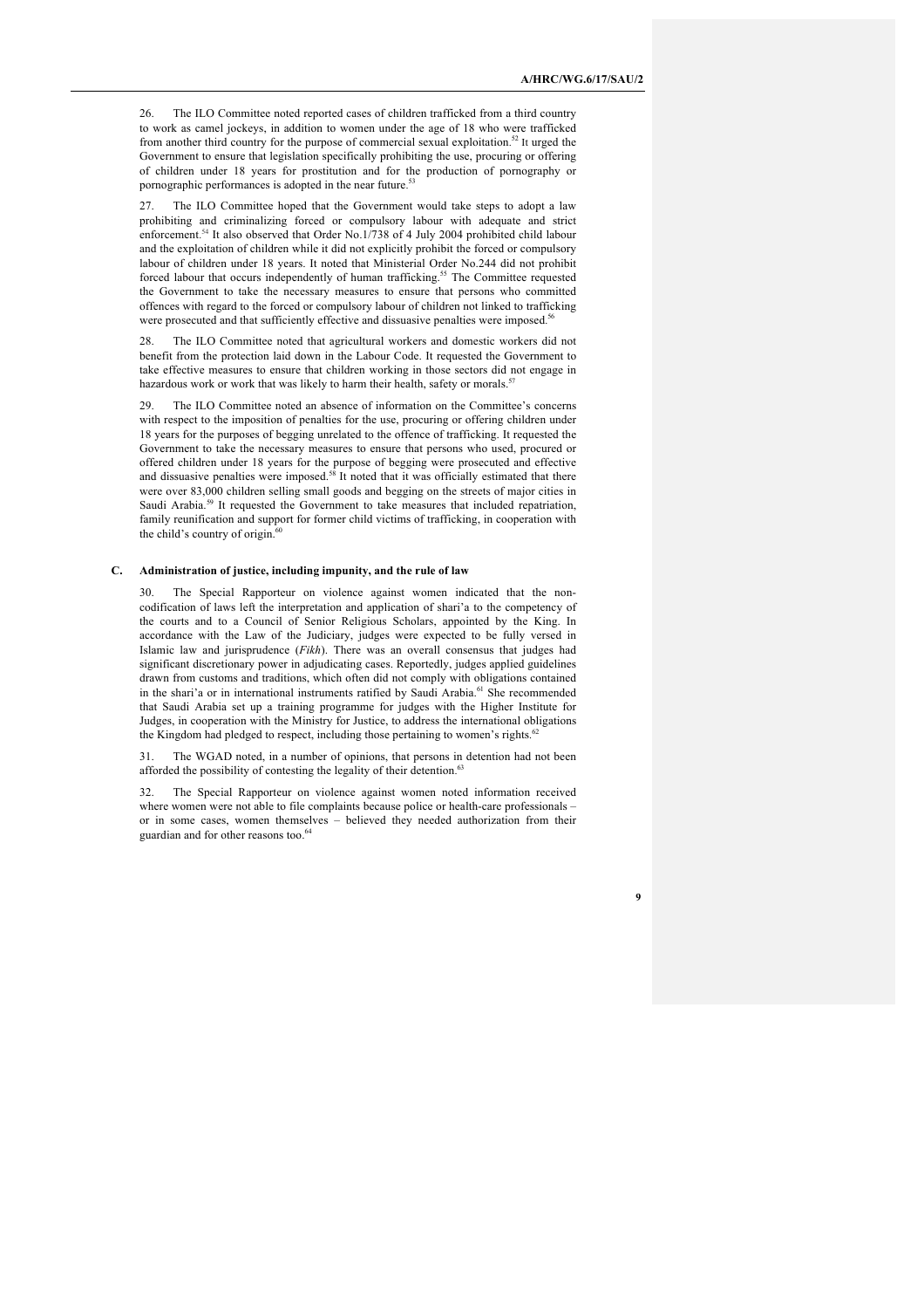26. The ILO Committee noted reported cases of children trafficked from a third country to work as camel jockeys, in addition to women under the age of 18 who were trafficked from another third country for the purpose of commercial sexual exploitation.[52] It urged the Government to ensure that legislation specifically prohibiting the use, procuring or offering of children under 18 years for prostitution and for the production of pornography or pornographic performances is adopted in the near future.[53]

27. The ILO Committee hoped that the Government would take steps to adopt a law prohibiting and criminalizing forced or compulsory labour with adequate and strict enforcement.[54] It also observed that Order No.1/738 of 4 July 2004 prohibited child labour and the exploitation of children while it did not explicitly prohibit the forced or compulsory labour of children under 18 years. It noted that Ministerial Order No.244 did not prohibit forced labour that occurs independently of human trafficking.[55] The Committee requested the Government to take the necessary measures to ensure that persons who committed offences with regard to the forced or compulsory labour of children not linked to trafficking were prosecuted and that sufficiently effective and dissuasive penalties were imposed.[56]

28. The ILO Committee noted that agricultural workers and domestic workers did not benefit from the protection laid down in the Labour Code. It requested the Government to take effective measures to ensure that children working in those sectors did not engage in hazardous work or work that was likely to harm their health, safety or morals.[57]

29. The ILO Committee noted an absence of information on the Committee's concerns with respect to the imposition of penalties for the use, procuring or offering children under 18 years for the purposes of begging unrelated to the offence of trafficking. It requested the Government to take the necessary measures to ensure that persons who used, procured or offered children under 18 years for the purpose of begging were prosecuted and effective and dissuasive penalties were imposed.[58] It noted that it was officially estimated that there were over 83,000 children selling small goods and begging on the streets of major cities in Saudi Arabia.[59] It requested the Government to take measures that included repatriation, family reunification and support for former child victims of trafficking, in cooperation with the child's country of origin.[60]

### C. Administration of justice, including impunity, and the rule of law

30. The Special Rapporteur on violence against women indicated that the non-codification of laws left the interpretation and application of shari'a to the competency of the courts and to a Council of Senior Religious Scholars, appointed by the King. In accordance with the Law of the Judiciary, judges were expected to be fully versed in Islamic law and jurisprudence (*Fikh*). There was an overall consensus that judges had significant discretionary power in adjudicating cases. Reportedly, judges applied guidelines drawn from customs and traditions, which often did not comply with obligations contained in the shari'a or in international instruments ratified by Saudi Arabia.[61] She recommended that Saudi Arabia set up a training programme for judges with the Higher Institute for Judges, in cooperation with the Ministry for Justice, to address the international obligations the Kingdom had pledged to respect, including those pertaining to women's rights.[62]

31. The WGAD noted, in a number of opinions, that persons in detention had not been afforded the possibility of contesting the legality of their detention.[63]

32. The Special Rapporteur on violence against women noted information received where women were not able to file complaints because police or health-care professionals – or in some cases, women themselves – believed they needed authorization from their guardian and for other reasons too.[64]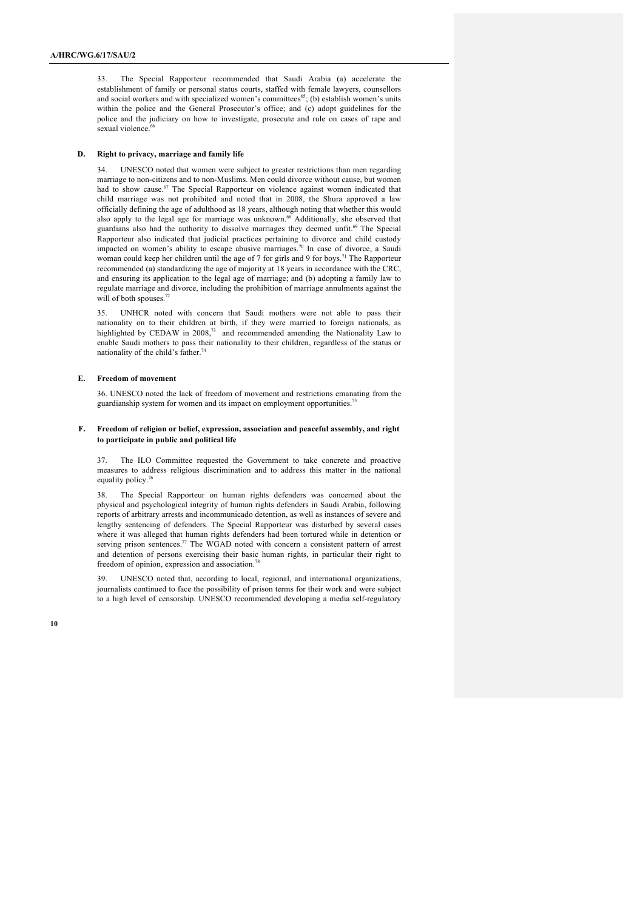33. The Special Rapporteur recommended that Saudi Arabia (a) accelerate the establishment of family or personal status courts, staffed with female lawyers, counsellors and social workers and with specialized women's committees[65]; (b) establish women's units within the police and the General Prosecutor's office; and (c) adopt guidelines for the police and the judiciary on how to investigate, prosecute and rule on cases of rape and sexual violence.[66]

### D. Right to privacy, marriage and family life

34. UNESCO noted that women were subject to greater restrictions than men regarding marriage to non-citizens and to non-Muslims. Men could divorce without cause, but women had to show cause.[67] The Special Rapporteur on violence against women indicated that child marriage was not prohibited and noted that in 2008, the Shura approved a law officially defining the age of adulthood as 18 years, although noting that whether this would also apply to the legal age for marriage was unknown.[68] Additionally, she observed that guardians also had the authority to dissolve marriages they deemed unfit.[69] The Special Rapporteur also indicated that judicial practices pertaining to divorce and child custody impacted on women's ability to escape abusive marriages.[70] In case of divorce, a Saudi woman could keep her children until the age of 7 for girls and 9 for boys.[71] The Rapporteur recommended (a) standardizing the age of majority at 18 years in accordance with the CRC, and ensuring its application to the legal age of marriage; and (b) adopting a family law to regulate marriage and divorce, including the prohibition of marriage annulments against the will of both spouses.[72]

35. UNHCR noted with concern that Saudi mothers were not able to pass their nationality on to their children at birth, if they were married to foreign nationals, as highlighted by CEDAW in 2008,[73] and recommended amending the Nationality Law to enable Saudi mothers to pass their nationality to their children, regardless of the status or nationality of the child's father.[74]

### E. Freedom of movement

36. UNESCO noted the lack of freedom of movement and restrictions emanating from the guardianship system for women and its impact on employment opportunities.[75]

### F. Freedom of religion or belief, expression, association and peaceful assembly, and right to participate in public and political life

37. The ILO Committee requested the Government to take concrete and proactive measures to address religious discrimination and to address this matter in the national equality policy.[76]

38. The Special Rapporteur on human rights defenders was concerned about the physical and psychological integrity of human rights defenders in Saudi Arabia, following reports of arbitrary arrests and incommunicado detention, as well as instances of severe and lengthy sentencing of defenders. The Special Rapporteur was disturbed by several cases where it was alleged that human rights defenders had been tortured while in detention or serving prison sentences.[77] The WGAD noted with concern a consistent pattern of arrest and detention of persons exercising their basic human rights, in particular their right to freedom of opinion, expression and association.[78]

39. UNESCO noted that, according to local, regional, and international organizations, journalists continued to face the possibility of prison terms for their work and were subject to a high level of censorship. UNESCO recommended developing a media self-regulatory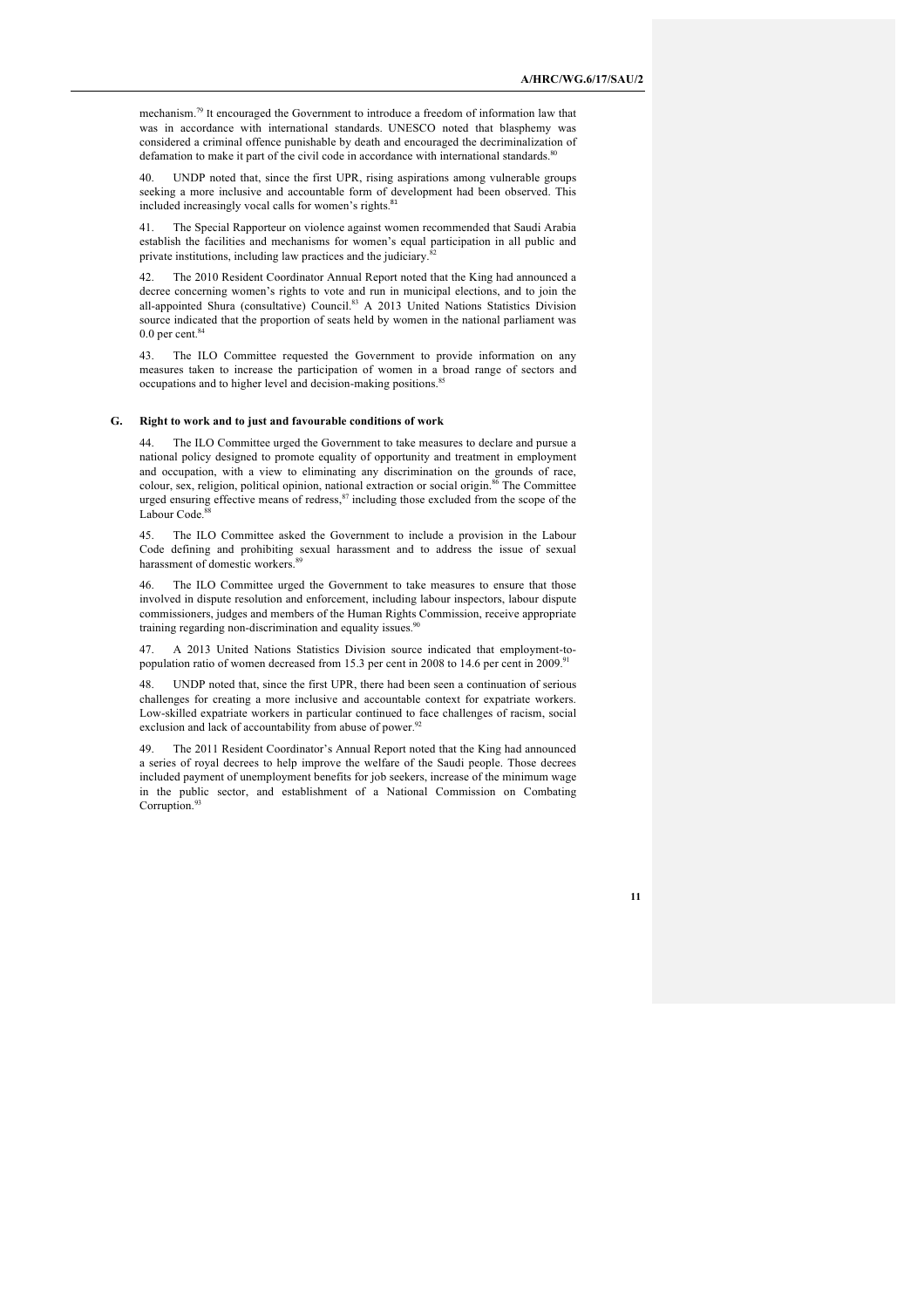mechanism.[79] It encouraged the Government to introduce a freedom of information law that was in accordance with international standards. UNESCO noted that blasphemy was considered a criminal offence punishable by death and encouraged the decriminalization of defamation to make it part of the civil code in accordance with international standards.[80]

40. UNDP noted that, since the first UPR, rising aspirations among vulnerable groups seeking a more inclusive and accountable form of development had been observed. This included increasingly vocal calls for women's rights.[81]

41. The Special Rapporteur on violence against women recommended that Saudi Arabia establish the facilities and mechanisms for women's equal participation in all public and private institutions, including law practices and the judiciary.[82]

42. The 2010 Resident Coordinator Annual Report noted that the King had announced a decree concerning women's rights to vote and run in municipal elections, and to join the all-appointed Shura (consultative) Council.[83] A 2013 United Nations Statistics Division source indicated that the proportion of seats held by women in the national parliament was 0.0 per cent.[84]

43. The ILO Committee requested the Government to provide information on any measures taken to increase the participation of women in a broad range of sectors and occupations and to higher level and decision-making positions.[85]

### G. Right to work and to just and favourable conditions of work

44. The ILO Committee urged the Government to take measures to declare and pursue a national policy designed to promote equality of opportunity and treatment in employment and occupation, with a view to eliminating any discrimination on the grounds of race, colour, sex, religion, political opinion, national extraction or social origin.[86] The Committee urged ensuring effective means of redress,[87] including those excluded from the scope of the Labour Code.[88]

45. The ILO Committee asked the Government to include a provision in the Labour Code defining and prohibiting sexual harassment and to address the issue of sexual harassment of domestic workers.[89]

46. The ILO Committee urged the Government to take measures to ensure that those involved in dispute resolution and enforcement, including labour inspectors, labour dispute commissioners, judges and members of the Human Rights Commission, receive appropriate training regarding non-discrimination and equality issues.[90]

47. A 2013 United Nations Statistics Division source indicated that employment-to-population ratio of women decreased from 15.3 per cent in 2008 to 14.6 per cent in 2009.[91]

48. UNDP noted that, since the first UPR, there had been seen a continuation of serious challenges for creating a more inclusive and accountable context for expatriate workers. Low-skilled expatriate workers in particular continued to face challenges of racism, social exclusion and lack of accountability from abuse of power.[92]

49. The 2011 Resident Coordinator's Annual Report noted that the King had announced a series of royal decrees to help improve the welfare of the Saudi people. Those decrees included payment of unemployment benefits for job seekers, increase of the minimum wage in the public sector, and establishment of a National Commission on Combating Corruption.[93]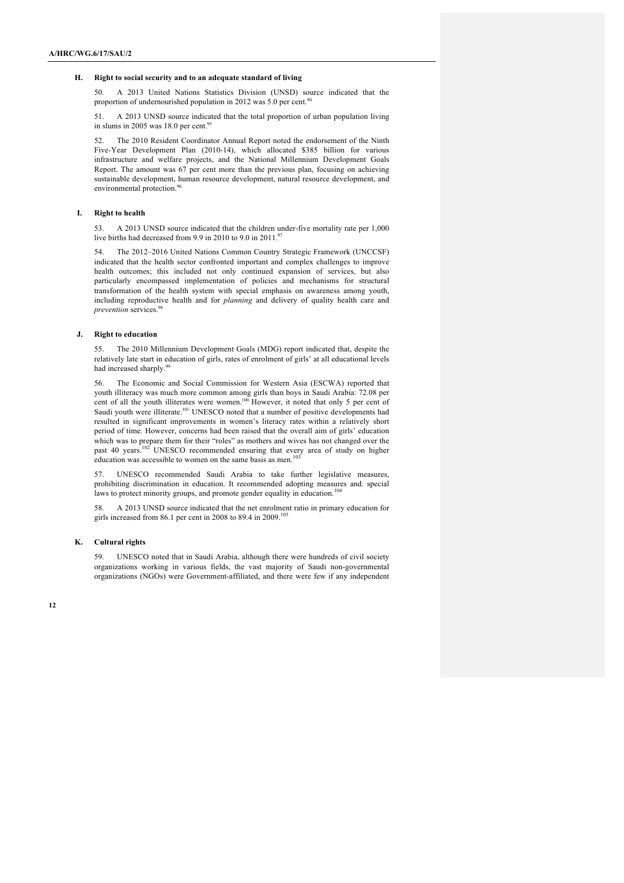### H. Right to social security and to an adequate standard of living

50. A 2013 United Nations Statistics Division (UNSD) source indicated that the proportion of undernourished population in 2012 was 5.0 per cent.[94]

51. A 2013 UNSD source indicated that the total proportion of urban population living in slums in 2005 was 18.0 per cent.[95]

52. The 2010 Resident Coordinator Annual Report noted the endorsement of the Ninth Five-Year Development Plan (2010-14), which allocated \$385 billion for various infrastructure and welfare projects, and the National Millennium Development Goals Report. The amount was 67 per cent more than the previous plan, focusing on achieving sustainable development, human resource development, natural resource development, and environmental protection.[96]

### I. Right to health

53. A 2013 UNSD source indicated that the children under-five mortality rate per 1,000 live births had decreased from 9.9 in 2010 to 9.0 in 2011.[97]

54. The 2012–2016 United Nations Common Country Strategic Framework (UNCCSF) indicated that the health sector confronted important and complex challenges to improve health outcomes; this included not only continued expansion of services, but also particularly encompassed implementation of policies and mechanisms for structural transformation of the health system with special emphasis on awareness among youth, including reproductive health and for *planning* and delivery of quality health care and *prevention* services.[98]

### J. Right to education

55. The 2010 Millennium Development Goals (MDG) report indicated that, despite the relatively late start in education of girls, rates of enrolment of girls' at all educational levels had increased sharply.[99]

56. The Economic and Social Commission for Western Asia (ESCWA) reported that youth illiteracy was much more common among girls than boys in Saudi Arabia: 72.08 per cent of all the youth illiterates were women.[100] However, it noted that only 5 per cent of Saudi youth were illiterate.[101] UNESCO noted that a number of positive developments had resulted in significant improvements in women's literacy rates within a relatively short period of time. However, concerns had been raised that the overall aim of girls' education which was to prepare them for their "roles" as mothers and wives has not changed over the past 40 years.[102] UNESCO recommended ensuring that every area of study on higher education was accessible to women on the same basis as men.[103]

57. UNESCO recommended Saudi Arabia to take further legislative measures, prohibiting discrimination in education. It recommended adopting measures and. special laws to protect minority groups, and promote gender equality in education.[104]

58. A 2013 UNSD source indicated that the net enrolment ratio in primary education for girls increased from 86.1 per cent in 2008 to 89.4 in 2009.[105]

### K. Cultural rights

59. UNESCO noted that in Saudi Arabia, although there were hundreds of civil society organizations working in various fields, the vast majority of Saudi non-governmental organizations (NGOs) were Government-affiliated, and there were few if any independent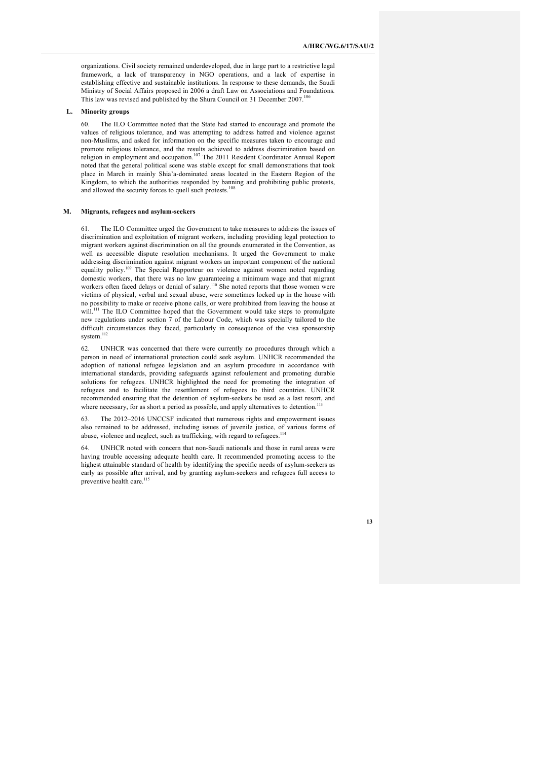organizations. Civil society remained underdeveloped, due in large part to a restrictive legal framework, a lack of transparency in NGO operations, and a lack of expertise in establishing effective and sustainable institutions. In response to these demands, the Saudi Ministry of Social Affairs proposed in 2006 a draft Law on Associations and Foundations. This law was revised and published by the Shura Council on 31 December 2007.[106]

## L. Minority groups

60. The ILO Committee noted that the State had started to encourage and promote the values of religious tolerance, and was attempting to address hatred and violence against non-Muslims, and asked for information on the specific measures taken to encourage and promote religious tolerance, and the results achieved to address discrimination based on religion in employment and occupation.[107] The 2011 Resident Coordinator Annual Report noted that the general political scene was stable except for small demonstrations that took place in March in mainly Shia'a-dominated areas located in the Eastern Region of the Kingdom, to which the authorities responded by banning and prohibiting public protests, and allowed the security forces to quell such protests.[108]

## M. Migrants, refugees and asylum-seekers

61. The ILO Committee urged the Government to take measures to address the issues of discrimination and exploitation of migrant workers, including providing legal protection to migrant workers against discrimination on all the grounds enumerated in the Convention, as well as accessible dispute resolution mechanisms. It urged the Government to make addressing discrimination against migrant workers an important component of the national equality policy.[109] The Special Rapporteur on violence against women noted regarding domestic workers, that there was no law guaranteeing a minimum wage and that migrant workers often faced delays or denial of salary.[110] She noted reports that those women were victims of physical, verbal and sexual abuse, were sometimes locked up in the house with no possibility to make or receive phone calls, or were prohibited from leaving the house at will.[111] The ILO Committee hoped that the Government would take steps to promulgate new regulations under section 7 of the Labour Code, which was specially tailored to the difficult circumstances they faced, particularly in consequence of the visa sponsorship system.[112]

62. UNHCR was concerned that there were currently no procedures through which a person in need of international protection could seek asylum. UNHCR recommended the adoption of national refugee legislation and an asylum procedure in accordance with international standards, providing safeguards against refoulement and promoting durable solutions for refugees. UNHCR highlighted the need for promoting the integration of refugees and to facilitate the resettlement of refugees to third countries. UNHCR recommended ensuring that the detention of asylum-seekers be used as a last resort, and where necessary, for as short a period as possible, and apply alternatives to detention.[113]

63. The 2012–2016 UNCCSF indicated that numerous rights and empowerment issues also remained to be addressed, including issues of juvenile justice, of various forms of abuse, violence and neglect, such as trafficking, with regard to refugees.[114]

64. UNHCR noted with concern that non-Saudi nationals and those in rural areas were having trouble accessing adequate health care. It recommended promoting access to the highest attainable standard of health by identifying the specific needs of asylum-seekers as early as possible after arrival, and by granting asylum-seekers and refugees full access to preventive health care.[115]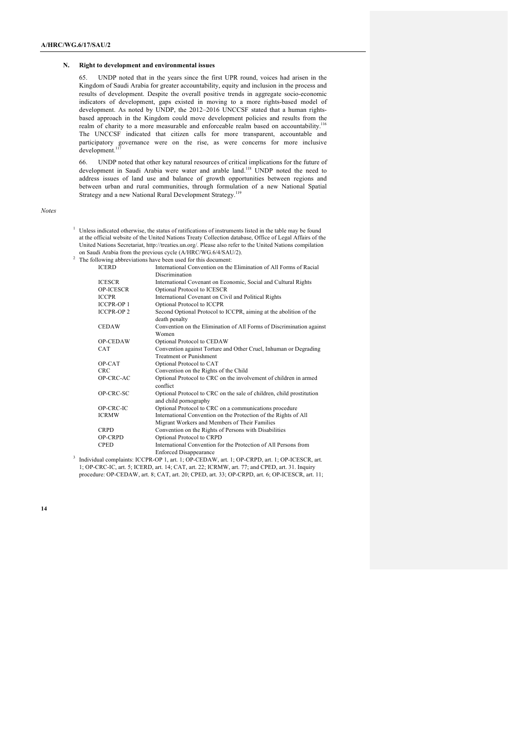### N. Right to development and environmental issues

65. UNDP noted that in the years since the first UPR round, voices had arisen in the Kingdom of Saudi Arabia for greater accountability, equity and inclusion in the process and results of development. Despite the overall positive trends in aggregate socio-economic indicators of development, gaps existed in moving to a more rights-based model of development. As noted by UNDP, the 2012–2016 UNCCSF stated that a human rights-based approach in the Kingdom could move development policies and results from the realm of charity to a more measurable and enforceable realm based on accountability.[116] The UNCCSF indicated that citizen calls for more transparent, accountable and participatory governance were on the rise, as were concerns for more inclusive development.[117]

66. UNDP noted that other key natural resources of critical implications for the future of development in Saudi Arabia were water and arable land.[118] UNDP noted the need to address issues of land use and balance of growth opportunities between regions and between urban and rural communities, through formulation of a new National Spatial Strategy and a new National Rural Development Strategy.[119]

*Notes*

[1] Unless indicated otherwise, the status of ratifications of instruments listed in the table may be found at the official website of the United Nations Treaty Collection database, Office of Legal Affairs of the United Nations Secretariat, http://treaties.un.org/. Please also refer to the United Nations compilation on Saudi Arabia from the previous cycle (A/HRC/WG.6/4/SAU/2).

[2] The following abbreviations have been used for this document:

| | |
|---|---|
| ICERD | International Convention on the Elimination of All Forms of Racial Discrimination |
| ICESCR | International Covenant on Economic, Social and Cultural Rights |
| OP-ICESCR | Optional Protocol to ICESCR |
| ICCPR | International Covenant on Civil and Political Rights |
| ICCPR-OP 1 | Optional Protocol to ICCPR |
| ICCPR-OP 2 | Second Optional Protocol to ICCPR, aiming at the abolition of the death penalty |
| CEDAW | Convention on the Elimination of All Forms of Discrimination against Women |
| OP-CEDAW | Optional Protocol to CEDAW |
| CAT | Convention against Torture and Other Cruel, Inhuman or Degrading Treatment or Punishment |
| OP-CAT | Optional Protocol to CAT |
| CRC | Convention on the Rights of the Child |
| OP-CRC-AC | Optional Protocol to CRC on the involvement of children in armed conflict |
| OP-CRC-SC | Optional Protocol to CRC on the sale of children, child prostitution and child pornography |
| OP-CRC-IC | Optional Protocol to CRC on a communications procedure |
| ICRMW | International Convention on the Protection of the Rights of All Migrant Workers and Members of Their Families |
| CRPD | Convention on the Rights of Persons with Disabilities |
| OP-CRPD | Optional Protocol to CRPD |
| CPED | International Convention for the Protection of All Persons from Enforced Disappearance |

[3] Individual complaints: ICCPR-OP 1, art. 1; OP-CEDAW, art. 1; OP-CRPD, art. 1; OP-ICESCR, art. 1; OP-CRC-IC, art. 5; ICERD, art. 14; CAT, art. 22; ICRMW, art. 77; and CPED, art. 31. Inquiry procedure: OP-CEDAW, art. 8; CAT, art. 20; CPED, art. 33; OP-CRPD, art. 6; OP-ICESCR, art. 11;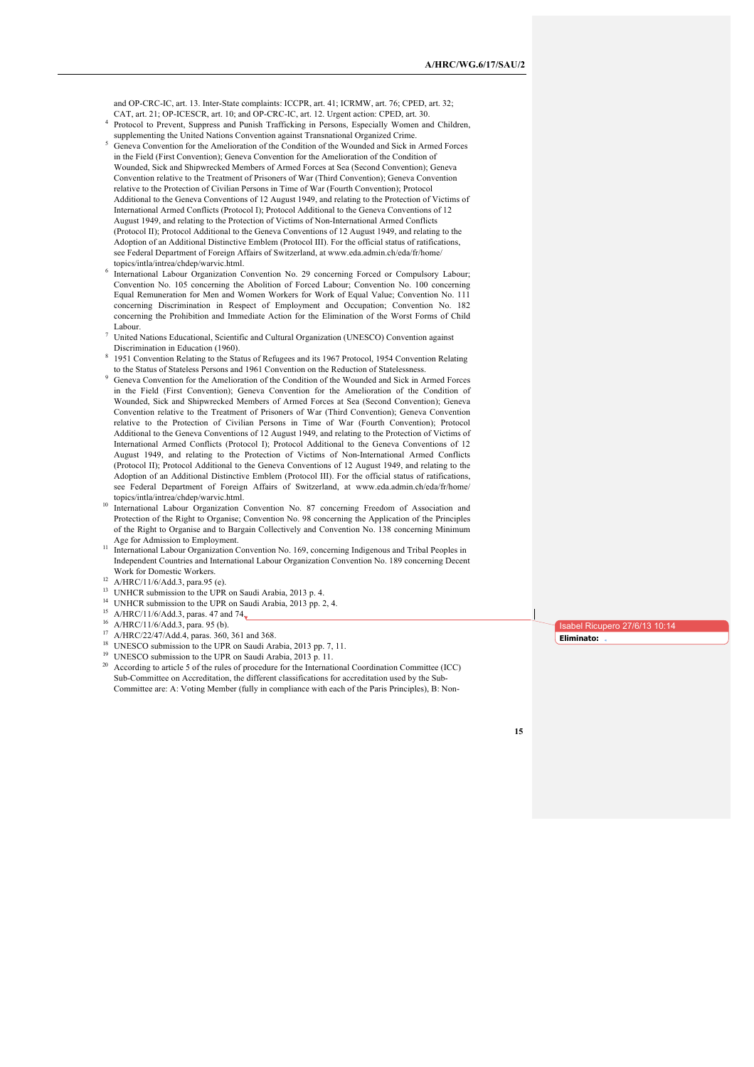and OP-CRC-IC, art. 13. Inter-State complaints: ICCPR, art. 41; ICRMW, art. 76; CPED, art. 32; CAT, art. 21; OP-ICESCR, art. 10; and OP-CRC-IC, art. 12. Urgent action: CPED, art. 30.

[4] Protocol to Prevent, Suppress and Punish Trafficking in Persons, Especially Women and Children, supplementing the United Nations Convention against Transnational Organized Crime.

[5] Geneva Convention for the Amelioration of the Condition of the Wounded and Sick in Armed Forces in the Field (First Convention); Geneva Convention for the Amelioration of the Condition of Wounded, Sick and Shipwrecked Members of Armed Forces at Sea (Second Convention); Geneva Convention relative to the Treatment of Prisoners of War (Third Convention); Geneva Convention relative to the Protection of Civilian Persons in Time of War (Fourth Convention); Protocol Additional to the Geneva Conventions of 12 August 1949, and relating to the Protection of Victims of International Armed Conflicts (Protocol I); Protocol Additional to the Geneva Conventions of 12 August 1949, and relating to the Protection of Victims of Non-International Armed Conflicts (Protocol II); Protocol Additional to the Geneva Conventions of 12 August 1949, and relating to the Adoption of an Additional Distinctive Emblem (Protocol III). For the official status of ratifications, see Federal Department of Foreign Affairs of Switzerland, at www.eda.admin.ch/eda/fr/home/topics/intla/intrea/chdep/warvic.html.

[6] International Labour Organization Convention No. 29 concerning Forced or Compulsory Labour; Convention No. 105 concerning the Abolition of Forced Labour; Convention No. 100 concerning Equal Remuneration for Men and Women Workers for Work of Equal Value; Convention No. 111 concerning Discrimination in Respect of Employment and Occupation; Convention No. 182 concerning the Prohibition and Immediate Action for the Elimination of the Worst Forms of Child Labour.

[7] United Nations Educational, Scientific and Cultural Organization (UNESCO) Convention against Discrimination in Education (1960).

[8] 1951 Convention Relating to the Status of Refugees and its 1967 Protocol, 1954 Convention Relating to the Status of Stateless Persons and 1961 Convention on the Reduction of Statelessness.

[9] Geneva Convention for the Amelioration of the Condition of the Wounded and Sick in Armed Forces in the Field (First Convention); Geneva Convention for the Amelioration of the Condition of Wounded, Sick and Shipwrecked Members of Armed Forces at Sea (Second Convention); Geneva Convention relative to the Treatment of Prisoners of War (Third Convention); Geneva Convention relative to the Protection of Civilian Persons in Time of War (Fourth Convention); Protocol Additional to the Geneva Conventions of 12 August 1949, and relating to the Protection of Victims of International Armed Conflicts (Protocol I); Protocol Additional to the Geneva Conventions of 12 August 1949, and relating to the Protection of Victims of Non-International Armed Conflicts (Protocol II); Protocol Additional to the Geneva Conventions of 12 August 1949, and relating to the Adoption of an Additional Distinctive Emblem (Protocol III). For the official status of ratifications, see Federal Department of Foreign Affairs of Switzerland, at www.eda.admin.ch/eda/fr/home/topics/intla/intrea/chdep/warvic.html.

[10] International Labour Organization Convention No. 87 concerning Freedom of Association and Protection of the Right to Organise; Convention No. 98 concerning the Application of the Principles of the Right to Organise and to Bargain Collectively and Convention No. 138 concerning Minimum Age for Admission to Employment.

[11] International Labour Organization Convention No. 169, concerning Indigenous and Tribal Peoples in Independent Countries and International Labour Organization Convention No. 189 concerning Decent Work for Domestic Workers.

[12] A/HRC/11/6/Add.3, para.95 (e).

[13] UNHCR submission to the UPR on Saudi Arabia, 2013 p. 4.

[14] UNHCR submission to the UPR on Saudi Arabia, 2013 pp. 2, 4.

[15] A/HRC/11/6/Add.3, paras. 47 and 74.

[16] A/HRC/11/6/Add.3, para. 95 (b).

[17] A/HRC/22/47/Add.4, paras. 360, 361 and 368.

[18] UNESCO submission to the UPR on Saudi Arabia, 2013 pp. 7, 11.

[19] UNESCO submission to the UPR on Saudi Arabia, 2013 p. 11.

[20] According to article 5 of the rules of procedure for the International Coordination Committee (ICC) Sub-Committee on Accreditation, the different classifications for accreditation used by the Sub-Committee are: A: Voting Member (fully in compliance with each of the Paris Principles), B: Non-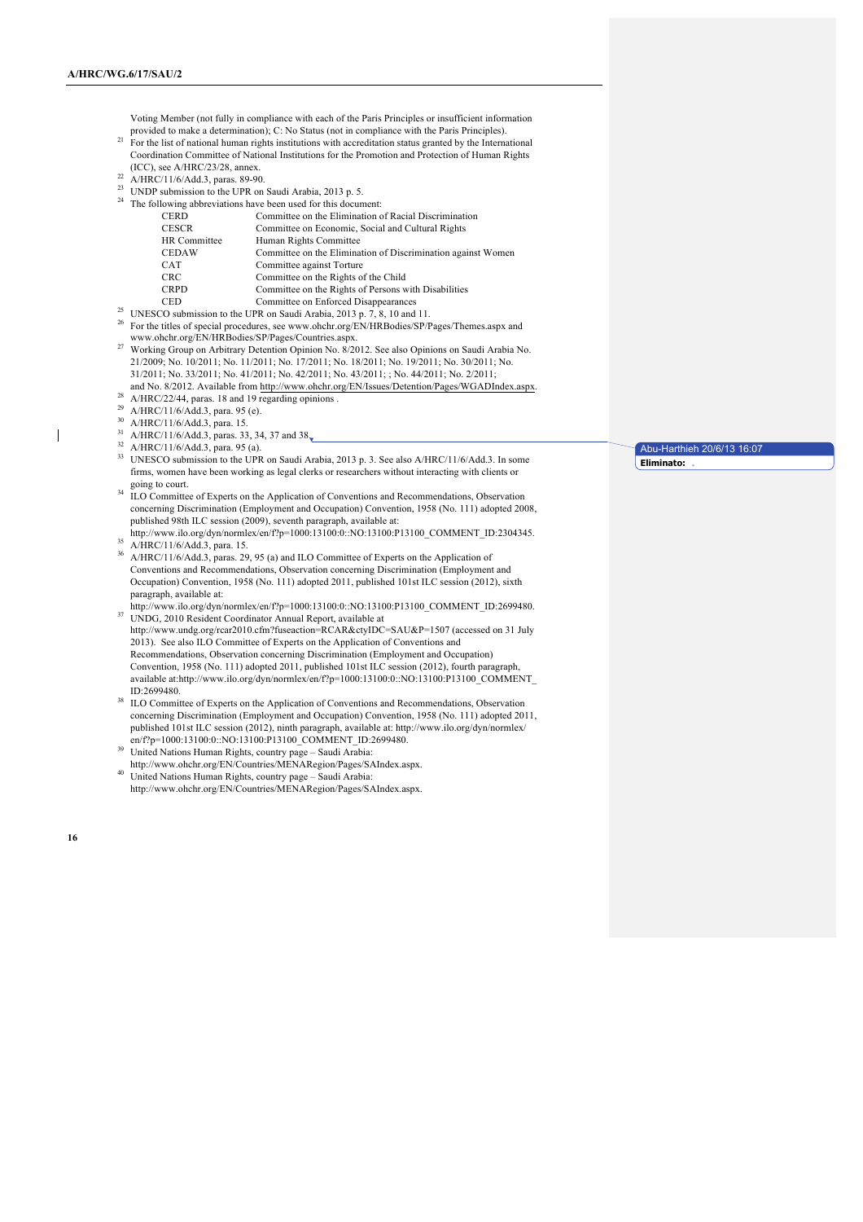Voting Member (not fully in compliance with each of the Paris Principles or insufficient information provided to make a determination); C: No Status (not in compliance with the Paris Principles).

[21] For the list of national human rights institutions with accreditation status granted by the International Coordination Committee of National Institutions for the Promotion and Protection of Human Rights (ICC), see A/HRC/23/28, annex.

[22] A/HRC/11/6/Add.3, paras. 89-90.

[23] UNDP submission to the UPR on Saudi Arabia, 2013 p. 5.

[24] The following abbreviations have been used for this document:

| | |
|---|---|
| CERD | Committee on the Elimination of Racial Discrimination |
| CESCR | Committee on Economic, Social and Cultural Rights |
| HR Committee | Human Rights Committee |
| CEDAW | Committee on the Elimination of Discrimination against Women |
| CAT | Committee against Torture |
| CRC | Committee on the Rights of the Child |
| CRPD | Committee on the Rights of Persons with Disabilities |
| CED | Committee on Enforced Disappearances |

[25] UNESCO submission to the UPR on Saudi Arabia, 2013 p. 7, 8, 10 and 11.

[26] For the titles of special procedures, see www.ohchr.org/EN/HRBodies/SP/Pages/Themes.aspx and www.ohchr.org/EN/HRBodies/SP/Pages/Countries.aspx.

[27] Working Group on Arbitrary Detention Opinion No. 8/2012. See also Opinions on Saudi Arabia No. 21/2009; No. 10/2011; No. 11/2011; No. 17/2011; No. 18/2011; No. 19/2011; No. 30/2011; No. 31/2011; No. 33/2011; No. 41/2011; No. 42/2011; No. 43/2011; ; No. 44/2011; No. 2/2011; and No. 8/2012. Available from http://www.ohchr.org/EN/Issues/Detention/Pages/WGADIndex.aspx.

[28] A/HRC/22/44, paras. 18 and 19 regarding opinions .

[29] A/HRC/11/6/Add.3, para. 95 (e).

[30] A/HRC/11/6/Add.3, para. 15.

[31] A/HRC/11/6/Add.3, paras. 33, 34, 37 and 38.

[32] A/HRC/11/6/Add.3, para. 95 (a).

[33] UNESCO submission to the UPR on Saudi Arabia, 2013 p. 3. See also A/HRC/11/6/Add.3. In some firms, women have been working as legal clerks or researchers without interacting with clients or going to court.

[34] ILO Committee of Experts on the Application of Conventions and Recommendations, Observation concerning Discrimination (Employment and Occupation) Convention, 1958 (No. 111) adopted 2008, published 98th ILC session (2009), seventh paragraph, available at: http://www.ilo.org/dyn/normlex/en/f?p=1000:13100:0::NO:13100:P13100_COMMENT_ID:2304345.

[35] A/HRC/11/6/Add.3, para. 15.

[36] A/HRC/11/6/Add.3, paras. 29, 95 (a) and ILO Committee of Experts on the Application of Conventions and Recommendations, Observation concerning Discrimination (Employment and Occupation) Convention, 1958 (No. 111) adopted 2011, published 101st ILC session (2012), sixth paragraph, available at: http://www.ilo.org/dyn/normlex/en/f?p=1000:13100:0::NO:13100:P13100_COMMENT_ID:2699480.

[37] UNDG, 2010 Resident Coordinator Annual Report, available at http://www.undg.org/rcar2010.cfm?fuseaction=RCAR&ctyIDC=SAU&P=1507 (accessed on 31 July 2013). See also ILO Committee of Experts on the Application of Conventions and Recommendations, Observation concerning Discrimination (Employment and Occupation) Convention, 1958 (No. 111) adopted 2011, published 101st ILC session (2012), fourth paragraph, available at:http://www.ilo.org/dyn/normlex/en/f?p=1000:13100:0::NO:13100:P13100_COMMENT_ID:2699480.

[38] ILO Committee of Experts on the Application of Conventions and Recommendations, Observation concerning Discrimination (Employment and Occupation) Convention, 1958 (No. 111) adopted 2011, published 101st ILC session (2012), ninth paragraph, available at: http://www.ilo.org/dyn/normlex/en/f?p=1000:13100:0::NO:13100:P13100_COMMENT_ID:2699480.

[39] United Nations Human Rights, country page – Saudi Arabia: http://www.ohchr.org/EN/Countries/MENARegion/Pages/SAIndex.aspx.

[40] United Nations Human Rights, country page – Saudi Arabia: http://www.ohchr.org/EN/Countries/MENARegion/Pages/SAIndex.aspx.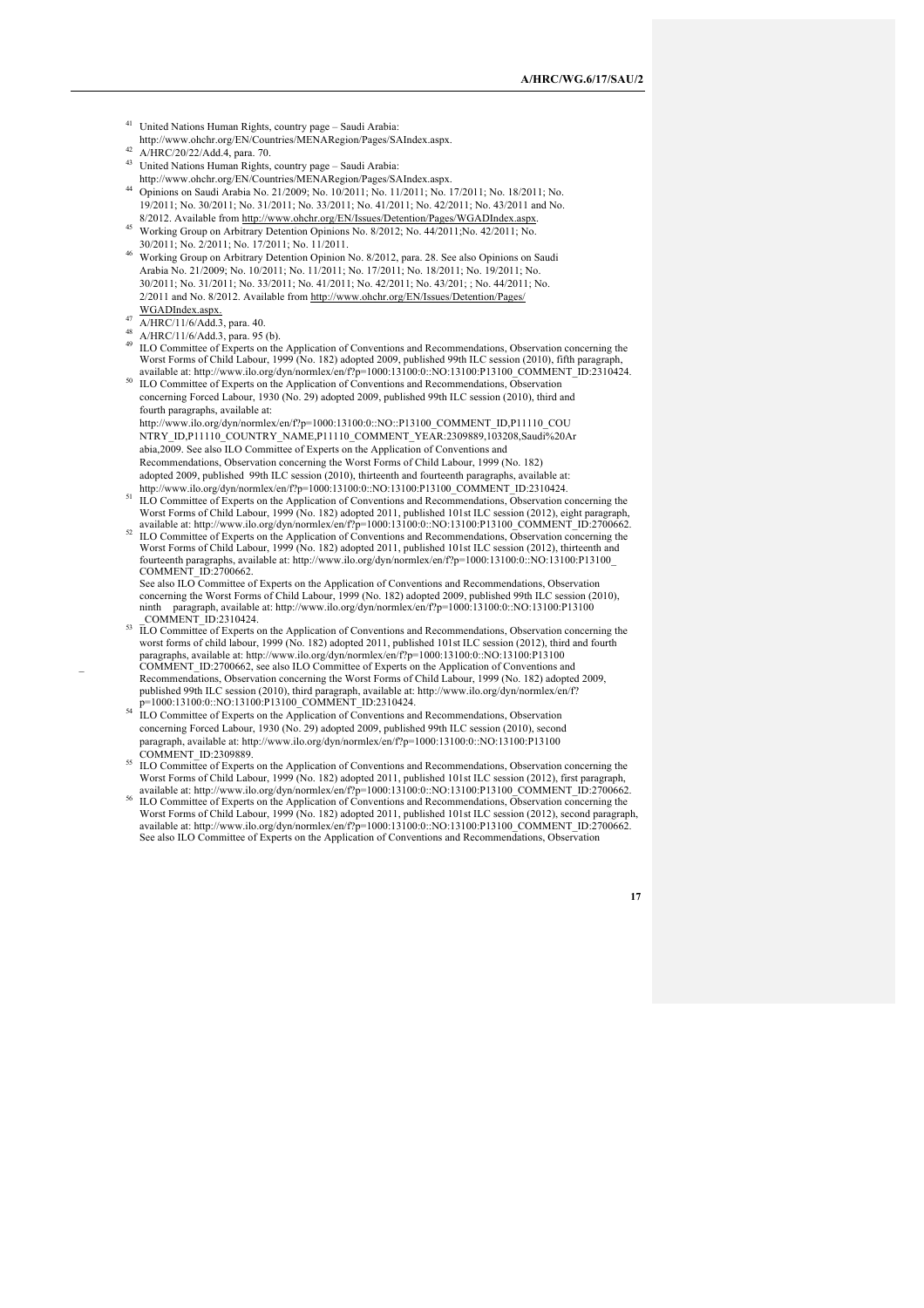[41] United Nations Human Rights, country page – Saudi Arabia: http://www.ohchr.org/EN/Countries/MENARegion/Pages/SAIndex.aspx.

[42] A/HRC/20/22/Add.4, para. 70.

[43] United Nations Human Rights, country page – Saudi Arabia: http://www.ohchr.org/EN/Countries/MENARegion/Pages/SAIndex.aspx.

[44] Opinions on Saudi Arabia No. 21/2009; No. 10/2011; No. 11/2011; No. 17/2011; No. 18/2011; No. 19/2011; No. 30/2011; No. 31/2011; No. 33/2011; No. 41/2011; No. 42/2011; No. 43/2011 and No. 8/2012. Available from http://www.ohchr.org/EN/Issues/Detention/Pages/WGADIndex.aspx.

[45] Working Group on Arbitrary Detention Opinions No. 8/2012; No. 44/2011;No. 42/2011; No. 30/2011; No. 2/2011; No. 17/2011; No. 11/2011.

[46] Working Group on Arbitrary Detention Opinion No. 8/2012, para. 28. See also Opinions on Saudi Arabia No. 21/2009; No. 10/2011; No. 11/2011; No. 17/2011; No. 18/2011; No. 19/2011; No. 30/2011; No. 31/2011; No. 33/2011; No. 41/2011; No. 42/2011; No. 43/201; ; No. 44/2011; No. 2/2011 and No. 8/2012. Available from http://www.ohchr.org/EN/Issues/Detention/Pages/WGADIndex.aspx.

[47] A/HRC/11/6/Add.3, para. 40.

[48] A/HRC/11/6/Add.3, para. 95 (b).

[49] ILO Committee of Experts on the Application of Conventions and Recommendations, Observation concerning the Worst Forms of Child Labour, 1999 (No. 182) adopted 2009, published 99th ILC session (2010), fifth paragraph, available at: http://www.ilo.org/dyn/normlex/en/f?p=1000:13100:0::NO:13100:P13100_COMMENT_ID:2310424.

[50] ILO Committee of Experts on the Application of Conventions and Recommendations, Observation concerning Forced Labour, 1930 (No. 29) adopted 2009, published 99th ILC session (2010), third and fourth paragraphs, available at: http://www.ilo.org/dyn/normlex/en/f?p=1000:13100:0::NO::P13100_COMMENT_ID,P11110_COUNTRY_ID,P11110_COUNTRY_NAME,P11110_COMMENT_YEAR:2309889,103208,Saudi%20Arabia,2009. See also ILO Committee of Experts on the Application of Conventions and Recommendations, Observation concerning the Worst Forms of Child Labour, 1999 (No. 182) adopted 2009, published 99th ILC session (2010), thirteenth and fourteenth paragraphs, available at: http://www.ilo.org/dyn/normlex/en/f?p=1000:13100:0::NO:13100:P13100_COMMENT_ID:2310424.

[51] ILO Committee of Experts on the Application of Conventions and Recommendations, Observation concerning the Worst Forms of Child Labour, 1999 (No. 182) adopted 2011, published 101st ILC session (2012), eight paragraph, available at: http://www.ilo.org/dyn/normlex/en/f?p=1000:13100:0::NO:13100:P13100_COMMENT_ID:2700662.

[52] ILO Committee of Experts on the Application of Conventions and Recommendations, Observation concerning the Worst Forms of Child Labour, 1999 (No. 182) adopted 2011, published 101st ILC session (2012), thirteenth and fourteenth paragraphs, available at: http://www.ilo.org/dyn/normlex/en/f?p=1000:13100:0::NO:13100:P13100_COMMENT_ID:2700662.
See also ILO Committee of Experts on the Application of Conventions and Recommendations, Observation concerning the Worst Forms of Child Labour, 1999 (No. 182) adopted 2009, published 99th ILC session (2010), ninth paragraph, available at: http://www.ilo.org/dyn/normlex/en/f?p=1000:13100:0::NO:13100:P13100_COMMENT_ID:2310424.

[53] ILO Committee of Experts on the Application of Conventions and Recommendations, Observation concerning the worst forms of child labour, 1999 (No. 182) adopted 2011, published 101st ILC session (2012), third and fourth paragraphs, available at: http://www.ilo.org/dyn/normlex/en/f?p=1000:13100:0::NO:13100:P13100_COMMENT_ID:2700662, see also ILO Committee of Experts on the Application of Conventions and Recommendations, Observation concerning the Worst Forms of Child Labour, 1999 (No. 182) adopted 2009, published 99th ILC session (2010), third paragraph, available at: http://www.ilo.org/dyn/normlex/en/f?p=1000:13100:0::NO:13100:P13100_COMMENT_ID:2310424.

[54] ILO Committee of Experts on the Application of Conventions and Recommendations, Observation concerning Forced Labour, 1930 (No. 29) adopted 2009, published 99th ILC session (2010), second paragraph, available at: http://www.ilo.org/dyn/normlex/en/f?p=1000:13100:0::NO:13100:P13100_COMMENT_ID:2309889.

[55] ILO Committee of Experts on the Application of Conventions and Recommendations, Observation concerning the Worst Forms of Child Labour, 1999 (No. 182) adopted 2011, published 101st ILC session (2012), first paragraph, available at: http://www.ilo.org/dyn/normlex/en/f?p=1000:13100:0::NO:13100:P13100_COMMENT_ID:2700662.

[56] ILO Committee of Experts on the Application of Conventions and Recommendations, Observation concerning the Worst Forms of Child Labour, 1999 (No. 182) adopted 2011, published 101st ILC session (2012), second paragraph, available at: http://www.ilo.org/dyn/normlex/en/f?p=1000:13100:0::NO:13100:P13100_COMMENT_ID:2700662. See also ILO Committee of Experts on the Application of Conventions and Recommendations, Observation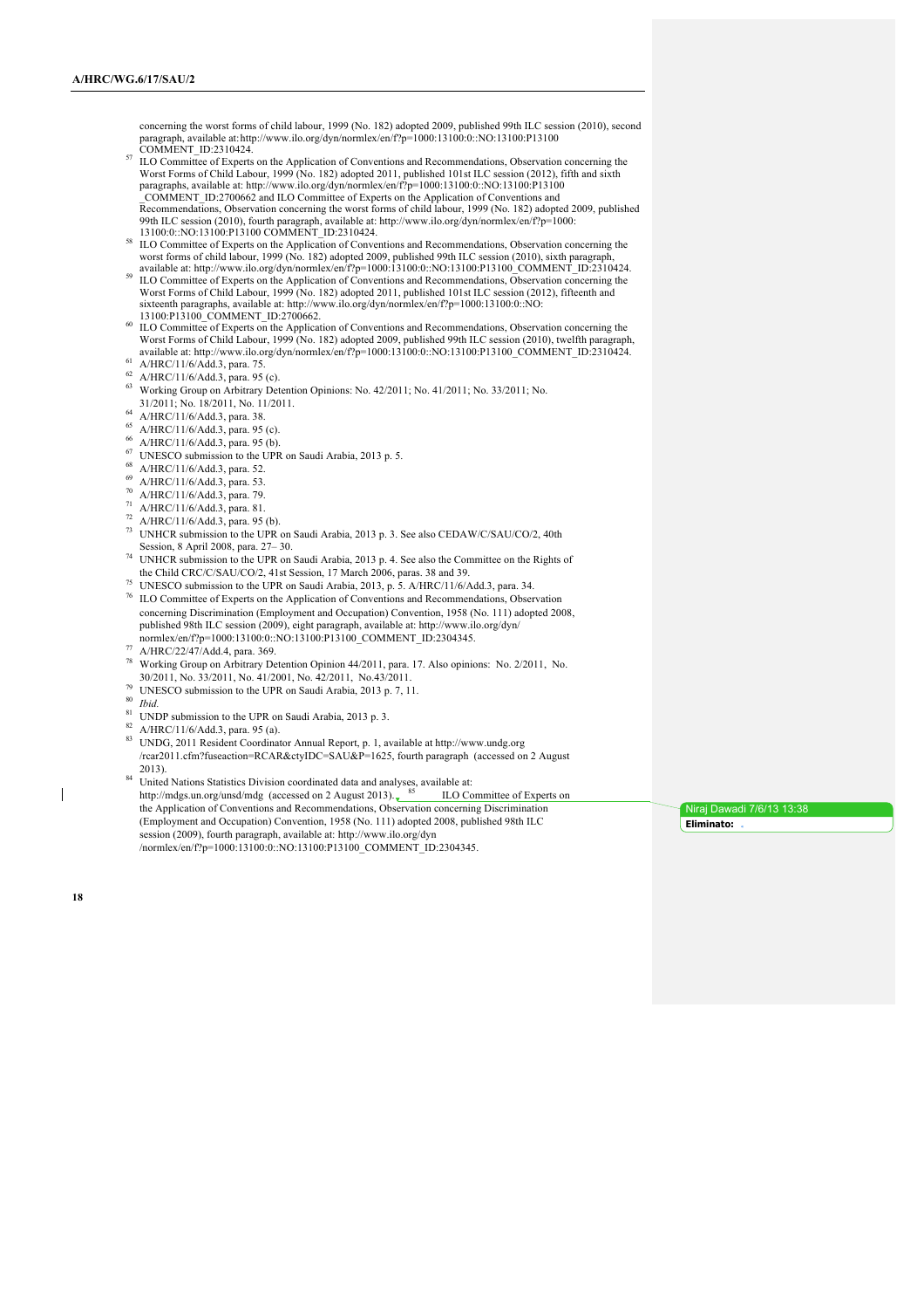concerning the worst forms of child labour, 1999 (No. 182) adopted 2009, published 99th ILC session (2010), second paragraph, available at: http://www.ilo.org/dyn/normlex/en/f?p=1000:13100:0::NO:13100:P13100 COMMENT_ID:2310424.

[57] ILO Committee of Experts on the Application of Conventions and Recommendations, Observation concerning the Worst Forms of Child Labour, 1999 (No. 182) adopted 2011, published 101st ILC session (2012), fifth and sixth paragraphs, available at: http://www.ilo.org/dyn/normlex/en/f?p=1000:13100:0::NO:13100:P13100 _COMMENT_ID:2700662 and ILO Committee of Experts on the Application of Conventions and Recommendations, Observation concerning the worst forms of child labour, 1999 (No. 182) adopted 2009, published 99th ILC session (2010), fourth paragraph, available at: http://www.ilo.org/dyn/normlex/en/f?p=1000: 13100:0::NO:13100:P13100 COMMENT_ID:2310424.

[58] ILO Committee of Experts on the Application of Conventions and Recommendations, Observation concerning the worst forms of child labour, 1999 (No. 182) adopted 2009, published 99th ILC session (2010), sixth paragraph, available at: http://www.ilo.org/dyn/normlex/en/f?p=1000:13100:0::NO:13100:P13100_COMMENT_ID:2310424.

[59] ILO Committee of Experts on the Application of Conventions and Recommendations, Observation concerning the Worst Forms of Child Labour, 1999 (No. 182) adopted 2011, published 101st ILC session (2012), fifteenth and sixteenth paragraphs, available at: http://www.ilo.org/dyn/normlex/en/f?p=1000:13100:0::NO: 13100:P13100_COMMENT_ID:2700662.

[60] ILO Committee of Experts on the Application of Conventions and Recommendations, Observation concerning the Worst Forms of Child Labour, 1999 (No. 182) adopted 2009, published 99th ILC session (2010), twelfth paragraph, available at: http://www.ilo.org/dyn/normlex/en/f?p=1000:13100:0::NO:13100:P13100_COMMENT_ID:2310424.

[61] A/HRC/11/6/Add.3, para. 75.

[62] A/HRC/11/6/Add.3, para. 95 (c).

[63] Working Group on Arbitrary Detention Opinions: No. 42/2011; No. 41/2011; No. 33/2011; No. 31/2011; No. 18/2011, No. 11/2011.

[64] A/HRC/11/6/Add.3, para. 38.

[65] A/HRC/11/6/Add.3, para. 95 (c).

[66] A/HRC/11/6/Add.3, para. 95 (b).

[67] UNESCO submission to the UPR on Saudi Arabia, 2013 p. 5.

[68] A/HRC/11/6/Add.3, para. 52.

[69] A/HRC/11/6/Add.3, para. 53.

[70] A/HRC/11/6/Add.3, para. 79.

[71] A/HRC/11/6/Add.3, para. 81.

[72] A/HRC/11/6/Add.3, para. 95 (b).

[73] UNHCR submission to the UPR on Saudi Arabia, 2013 p. 3. See also CEDAW/C/SAU/CO/2, 40th Session, 8 April 2008, para. 27– 30.

[74] UNHCR submission to the UPR on Saudi Arabia, 2013 p. 4. See also the Committee on the Rights of the Child CRC/C/SAU/CO/2, 41st Session, 17 March 2006, paras. 38 and 39.

[75] UNESCO submission to the UPR on Saudi Arabia, 2013, p. 5. A/HRC/11/6/Add.3, para. 34.

[76] ILO Committee of Experts on the Application of Conventions and Recommendations, Observation concerning Discrimination (Employment and Occupation) Convention, 1958 (No. 111) adopted 2008, published 98th ILC session (2009), eight paragraph, available at: http://www.ilo.org/dyn/ normlex/en/f?p=1000:13100:0::NO:13100:P13100_COMMENT_ID:2304345.

[77] A/HRC/22/47/Add.4, para. 369.

[78] Working Group on Arbitrary Detention Opinion 44/2011, para. 17. Also opinions: No. 2/2011, No. 30/2011, No. 33/2011, No. 41/2001, No. 42/2011, No.43/2011.

[79] UNESCO submission to the UPR on Saudi Arabia, 2013 p. 7, 11.

[80] *Ibid.*

[81] UNDP submission to the UPR on Saudi Arabia, 2013 p. 3.

[82] A/HRC/11/6/Add.3, para. 95 (a).

[83] UNDG, 2011 Resident Coordinator Annual Report, p. 1, available at http://www.undg.org /rcar2011.cfm?fuseaction=RCAR&ctyIDC=SAU&P=1625, fourth paragraph (accessed on 2 August 2013).

[84] United Nations Statistics Division coordinated data and analyses, available at: http://mdgs.un.org/unsd/mdg (accessed on 2 August 2013).

[85] ILO Committee of Experts on the Application of Conventions and Recommendations, Observation concerning Discrimination (Employment and Occupation) Convention, 1958 (No. 111) adopted 2008, published 98th ILC session (2009), fourth paragraph, available at: http://www.ilo.org/dyn /normlex/en/f?p=1000:13100:0::NO:13100:P13100_COMMENT_ID:2304345.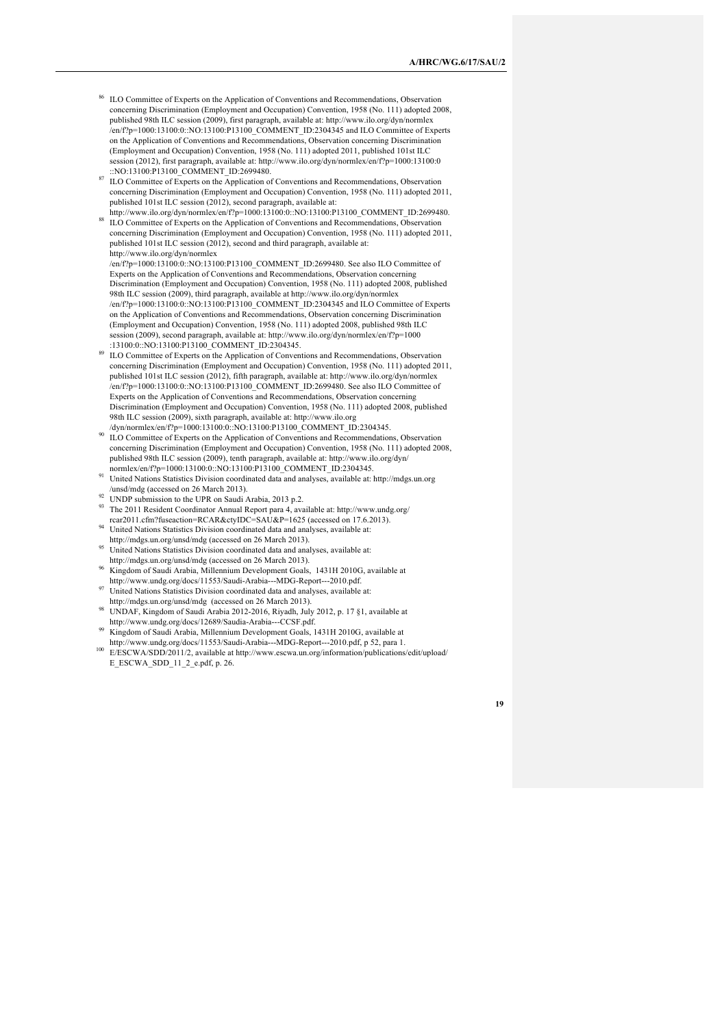[86] ILO Committee of Experts on the Application of Conventions and Recommendations, Observation concerning Discrimination (Employment and Occupation) Convention, 1958 (No. 111) adopted 2008, published 98th ILC session (2009), first paragraph, available at: http://www.ilo.org/dyn/normlex /en/f?p=1000:13100:0::NO:13100:P13100_COMMENT_ID:2304345 and ILO Committee of Experts on the Application of Conventions and Recommendations, Observation concerning Discrimination (Employment and Occupation) Convention, 1958 (No. 111) adopted 2011, published 101st ILC session (2012), first paragraph, available at: http://www.ilo.org/dyn/normlex/en/f?p=1000:13100:0 ::NO:13100:P13100_COMMENT_ID:2699480.

[87] ILO Committee of Experts on the Application of Conventions and Recommendations, Observation concerning Discrimination (Employment and Occupation) Convention, 1958 (No. 111) adopted 2011, published 101st ILC session (2012), second paragraph, available at: http://www.ilo.org/dyn/normlex/en/f?p=1000:13100:0::NO:13100:P13100_COMMENT_ID:2699480.

[88] ILO Committee of Experts on the Application of Conventions and Recommendations, Observation concerning Discrimination (Employment and Occupation) Convention, 1958 (No. 111) adopted 2011, published 101st ILC session (2012), second and third paragraph, available at: http://www.ilo.org/dyn/normlex /en/f?p=1000:13100:0::NO:13100:P13100_COMMENT_ID:2699480. See also ILO Committee of Experts on the Application of Conventions and Recommendations, Observation concerning Discrimination (Employment and Occupation) Convention, 1958 (No. 111) adopted 2008, published 98th ILC session (2009), third paragraph, available at http://www.ilo.org/dyn/normlex /en/f?p=1000:13100:0::NO:13100:P13100_COMMENT_ID:2304345 and ILO Committee of Experts on the Application of Conventions and Recommendations, Observation concerning Discrimination (Employment and Occupation) Convention, 1958 (No. 111) adopted 2008, published 98th ILC session (2009), second paragraph, available at: http://www.ilo.org/dyn/normlex/en/f?p=1000 :13100:0::NO:13100:P13100_COMMENT_ID:2304345.

[89] ILO Committee of Experts on the Application of Conventions and Recommendations, Observation concerning Discrimination (Employment and Occupation) Convention, 1958 (No. 111) adopted 2011, published 101st ILC session (2012), fifth paragraph, available at: http://www.ilo.org/dyn/normlex /en/f?p=1000:13100:0::NO:13100:P13100_COMMENT_ID:2699480. See also ILO Committee of Experts on the Application of Conventions and Recommendations, Observation concerning Discrimination (Employment and Occupation) Convention, 1958 (No. 111) adopted 2008, published 98th ILC session (2009), sixth paragraph, available at: http://www.ilo.org /dyn/normlex/en/f?p=1000:13100:0::NO:13100:P13100_COMMENT_ID:2304345.

[90] ILO Committee of Experts on the Application of Conventions and Recommendations, Observation concerning Discrimination (Employment and Occupation) Convention, 1958 (No. 111) adopted 2008, published 98th ILC session (2009), tenth paragraph, available at: http://www.ilo.org/dyn/ normlex/en/f?p=1000:13100:0::NO:13100:P13100_COMMENT_ID:2304345.

[91] United Nations Statistics Division coordinated data and analyses, available at: http://mdgs.un.org /unsd/mdg (accessed on 26 March 2013).

[92] UNDP submission to the UPR on Saudi Arabia, 2013 p.2.

[93] The 2011 Resident Coordinator Annual Report para 4, available at: http://www.undg.org/ rcar2011.cfm?fuseaction=RCAR&ctyIDC=SAU&P=1625 (accessed on 17.6.2013).

[94] United Nations Statistics Division coordinated data and analyses, available at: http://mdgs.un.org/unsd/mdg (accessed on 26 March 2013).

[95] United Nations Statistics Division coordinated data and analyses, available at: http://mdgs.un.org/unsd/mdg (accessed on 26 March 2013).

[96] Kingdom of Saudi Arabia, Millennium Development Goals, 1431H 2010G, available at http://www.undg.org/docs/11553/Saudi-Arabia---MDG-Report---2010.pdf.

[97] United Nations Statistics Division coordinated data and analyses, available at: http://mdgs.un.org/unsd/mdg (accessed on 26 March 2013).

[98] UNDAF, Kingdom of Saudi Arabia 2012-2016, Riyadh, July 2012, p. 17 §1, available at http://www.undg.org/docs/12689/Saudia-Arabia---CCSF.pdf.

[99] Kingdom of Saudi Arabia, Millennium Development Goals, 1431H 2010G, available at http://www.undg.org/docs/11553/Saudi-Arabia---MDG-Report---2010.pdf, p 52, para 1.

[100] E/ESCWA/SDD/2011/2, available at http://www.escwa.un.org/information/publications/edit/upload/ E_ESCWA_SDD_11_2_e.pdf, p. 26.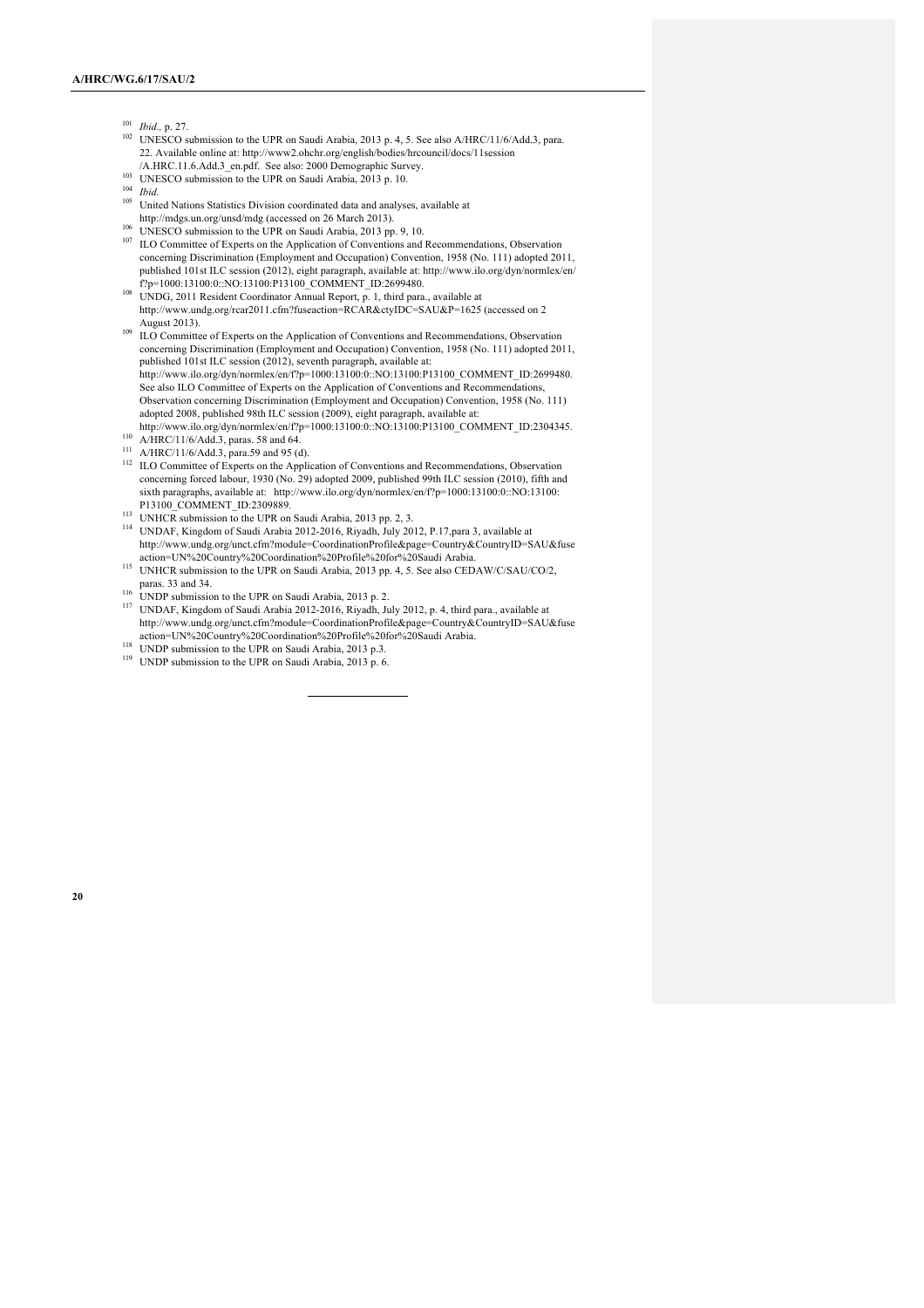[101] *Ibid.,* p. 27.

[102] UNESCO submission to the UPR on Saudi Arabia, 2013 p. 4, 5. See also A/HRC/11/6/Add.3, para. 22. Available online at: http://www2.ohchr.org/english/bodies/hrcouncil/docs/11session /A.HRC.11.6.Add.3_en.pdf. See also: 2000 Demographic Survey.

[103] UNESCO submission to the UPR on Saudi Arabia, 2013 p. 10.

[104] *Ibid.*

[105] United Nations Statistics Division coordinated data and analyses, available at http://mdgs.un.org/unsd/mdg (accessed on 26 March 2013).

[106] UNESCO submission to the UPR on Saudi Arabia, 2013 pp. 9, 10.

[107] ILO Committee of Experts on the Application of Conventions and Recommendations, Observation concerning Discrimination (Employment and Occupation) Convention, 1958 (No. 111) adopted 2011, published 101st ILC session (2012), eight paragraph, available at: http://www.ilo.org/dyn/normlex/en/f?p=1000:13100:0::NO:13100:P13100_COMMENT_ID:2699480.

[108] UNDG, 2011 Resident Coordinator Annual Report, p. 1, third para., available at http://www.undg.org/rcar2011.cfm?fuseaction=RCAR&ctyIDC=SAU&P=1625 (accessed on 2 August 2013).

[109] ILO Committee of Experts on the Application of Conventions and Recommendations, Observation concerning Discrimination (Employment and Occupation) Convention, 1958 (No. 111) adopted 2011, published 101st ILC session (2012), seventh paragraph, available at: http://www.ilo.org/dyn/normlex/en/f?p=1000:13100:0::NO:13100:P13100_COMMENT_ID:2699480. See also ILO Committee of Experts on the Application of Conventions and Recommendations, Observation concerning Discrimination (Employment and Occupation) Convention, 1958 (No. 111) adopted 2008, published 98th ILC session (2009), eight paragraph, available at: http://www.ilo.org/dyn/normlex/en/f?p=1000:13100:0::NO:13100:P13100_COMMENT_ID:2304345.

[110] A/HRC/11/6/Add.3, paras. 58 and 64.

[111] A/HRC/11/6/Add.3, para.59 and 95 (d).

[112] ILO Committee of Experts on the Application of Conventions and Recommendations, Observation concerning forced labour, 1930 (No. 29) adopted 2009, published 99th ILC session (2010), fifth and sixth paragraphs, available at: http://www.ilo.org/dyn/normlex/en/f?p=1000:13100:0::NO:13100: P13100_COMMENT_ID:2309889.

[113] UNHCR submission to the UPR on Saudi Arabia, 2013 pp. 2, 3.

[114] UNDAF, Kingdom of Saudi Arabia 2012-2016, Riyadh, July 2012, P.17,para 3, available at http://www.undg.org/unct.cfm?module=CoordinationProfile&page=Country&CountryID=SAU&fuseaction=UN%20Country%20Coordination%20Profile%20for%20Saudi Arabia.

[115] UNHCR submission to the UPR on Saudi Arabia, 2013 pp. 4, 5. See also CEDAW/C/SAU/CO/2, paras. 33 and 34.

[116] UNDP submission to the UPR on Saudi Arabia, 2013 p. 2.

[117] UNDAF, Kingdom of Saudi Arabia 2012-2016, Riyadh, July 2012, p. 4, third para., available at http://www.undg.org/unct.cfm?module=CoordinationProfile&page=Country&CountryID=SAU&fuseaction=UN%20Country%20Coordination%20Profile%20for%20Saudi Arabia.

[118] UNDP submission to the UPR on Saudi Arabia, 2013 p.3.

[119] UNDP submission to the UPR on Saudi Arabia, 2013 p. 6.